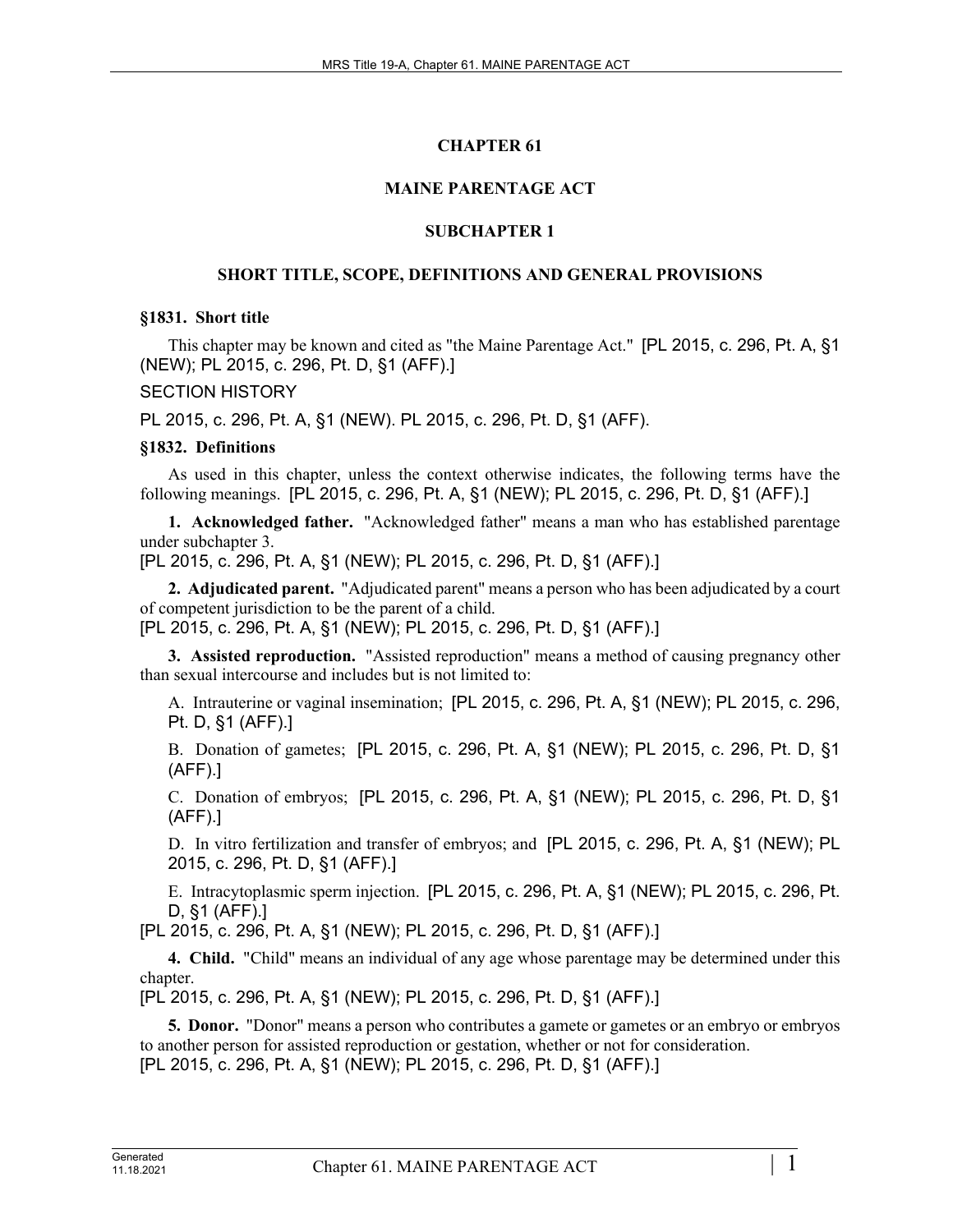# CHAPTER 61

# MAINE PARENTAGE ACT

## SUBCHAPTER 1

## SHORT TITLE, SCOPE, DEFINITIONS AND GENERAL PROVISIONS

### §1831. Short title

This chapter may be known and cited as "the Maine Parentage Act." [PL 2015, c. 296, Pt. A, §1 (NEW); PL 2015, c. 296, Pt. D, §1 (AFF).]

SECTION HISTORY

PL 2015, c. 296, Pt. A, §1 (NEW). PL 2015, c. 296, Pt. D, §1 (AFF).

### §1832. Definitions

As used in this chapter, unless the context otherwise indicates, the following terms have the following meanings. [PL 2015, c. 296, Pt. A, §1 (NEW); PL 2015, c. 296, Pt. D, §1 (AFF).]

**1. Acknowledged father.** "Acknowledged father" means a man who has established parentage under subchapter 3.
[PL 2015, c. 296, Pt. A, §1 (NEW); PL 2015, c. 296, Pt. D, §1 (AFF).]

**2. Adjudicated parent.** "Adjudicated parent" means a person who has been adjudicated by a court of competent jurisdiction to be the parent of a child.
[PL 2015, c. 296, Pt. A, §1 (NEW); PL 2015, c. 296, Pt. D, §1 (AFF).]

**3. Assisted reproduction.** "Assisted reproduction" means a method of causing pregnancy other than sexual intercourse and includes but is not limited to:

A. Intrauterine or vaginal insemination; [PL 2015, c. 296, Pt. A, §1 (NEW); PL 2015, c. 296, Pt. D, §1 (AFF).]

B. Donation of gametes; [PL 2015, c. 296, Pt. A, §1 (NEW); PL 2015, c. 296, Pt. D, §1 (AFF).]

C. Donation of embryos; [PL 2015, c. 296, Pt. A, §1 (NEW); PL 2015, c. 296, Pt. D, §1 (AFF).]

D. In vitro fertilization and transfer of embryos; and [PL 2015, c. 296, Pt. A, §1 (NEW); PL 2015, c. 296, Pt. D, §1 (AFF).]

E. Intracytoplasmic sperm injection. [PL 2015, c. 296, Pt. A, §1 (NEW); PL 2015, c. 296, Pt. D, §1 (AFF).]

[PL 2015, c. 296, Pt. A, §1 (NEW); PL 2015, c. 296, Pt. D, §1 (AFF).]

**4. Child.** "Child" means an individual of any age whose parentage may be determined under this chapter.
[PL 2015, c. 296, Pt. A, §1 (NEW); PL 2015, c. 296, Pt. D, §1 (AFF).]

**5. Donor.** "Donor" means a person who contributes a gamete or gametes or an embryo or embryos to another person for assisted reproduction or gestation, whether or not for consideration.
[PL 2015, c. 296, Pt. A, §1 (NEW); PL 2015, c. 296, Pt. D, §1 (AFF).]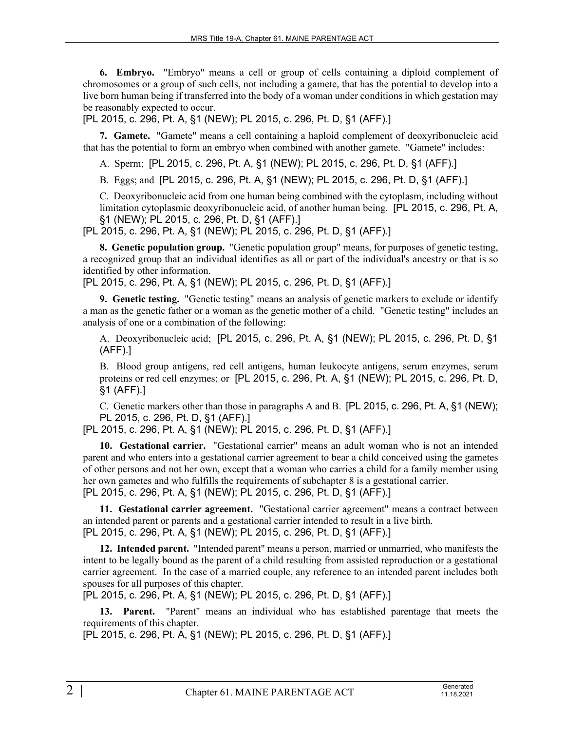**6. Embryo.** "Embryo" means a cell or group of cells containing a diploid complement of chromosomes or a group of such cells, not including a gamete, that has the potential to develop into a live born human being if transferred into the body of a woman under conditions in which gestation may be reasonably expected to occur.

[PL 2015, c. 296, Pt. A, §1 (NEW); PL 2015, c. 296, Pt. D, §1 (AFF).]

**7. Gamete.** "Gamete" means a cell containing a haploid complement of deoxyribonucleic acid that has the potential to form an embryo when combined with another gamete. "Gamete" includes:

A. Sperm; [PL 2015, c. 296, Pt. A, §1 (NEW); PL 2015, c. 296, Pt. D, §1 (AFF).]

B. Eggs; and [PL 2015, c. 296, Pt. A, §1 (NEW); PL 2015, c. 296, Pt. D, §1 (AFF).]

C. Deoxyribonucleic acid from one human being combined with the cytoplasm, including without limitation cytoplasmic deoxyribonucleic acid, of another human being. [PL 2015, c. 296, Pt. A, §1 (NEW); PL 2015, c. 296, Pt. D, §1 (AFF).]

[PL 2015, c. 296, Pt. A, §1 (NEW); PL 2015, c. 296, Pt. D, §1 (AFF).]

**8. Genetic population group.** "Genetic population group" means, for purposes of genetic testing, a recognized group that an individual identifies as all or part of the individual's ancestry or that is so identified by other information.

[PL 2015, c. 296, Pt. A, §1 (NEW); PL 2015, c. 296, Pt. D, §1 (AFF).]

**9. Genetic testing.** "Genetic testing" means an analysis of genetic markers to exclude or identify a man as the genetic father or a woman as the genetic mother of a child. "Genetic testing" includes an analysis of one or a combination of the following:

A. Deoxyribonucleic acid; [PL 2015, c. 296, Pt. A, §1 (NEW); PL 2015, c. 296, Pt. D, §1 (AFF).]

B. Blood group antigens, red cell antigens, human leukocyte antigens, serum enzymes, serum proteins or red cell enzymes; or [PL 2015, c. 296, Pt. A, §1 (NEW); PL 2015, c. 296, Pt. D, §1 (AFF).]

C. Genetic markers other than those in paragraphs A and B. [PL 2015, c. 296, Pt. A, §1 (NEW); PL 2015, c. 296, Pt. D, §1 (AFF).]

[PL 2015, c. 296, Pt. A, §1 (NEW); PL 2015, c. 296, Pt. D, §1 (AFF).]

**10. Gestational carrier.** "Gestational carrier" means an adult woman who is not an intended parent and who enters into a gestational carrier agreement to bear a child conceived using the gametes of other persons and not her own, except that a woman who carries a child for a family member using her own gametes and who fulfills the requirements of subchapter 8 is a gestational carrier.

[PL 2015, c. 296, Pt. A, §1 (NEW); PL 2015, c. 296, Pt. D, §1 (AFF).]

**11. Gestational carrier agreement.** "Gestational carrier agreement" means a contract between an intended parent or parents and a gestational carrier intended to result in a live birth.

[PL 2015, c. 296, Pt. A, §1 (NEW); PL 2015, c. 296, Pt. D, §1 (AFF).]

**12. Intended parent.** "Intended parent" means a person, married or unmarried, who manifests the intent to be legally bound as the parent of a child resulting from assisted reproduction or a gestational carrier agreement. In the case of a married couple, any reference to an intended parent includes both spouses for all purposes of this chapter.

[PL 2015, c. 296, Pt. A, §1 (NEW); PL 2015, c. 296, Pt. D, §1 (AFF).]

**13. Parent.** "Parent" means an individual who has established parentage that meets the requirements of this chapter.

[PL 2015, c. 296, Pt. A, §1 (NEW); PL 2015, c. 296, Pt. D, §1 (AFF).]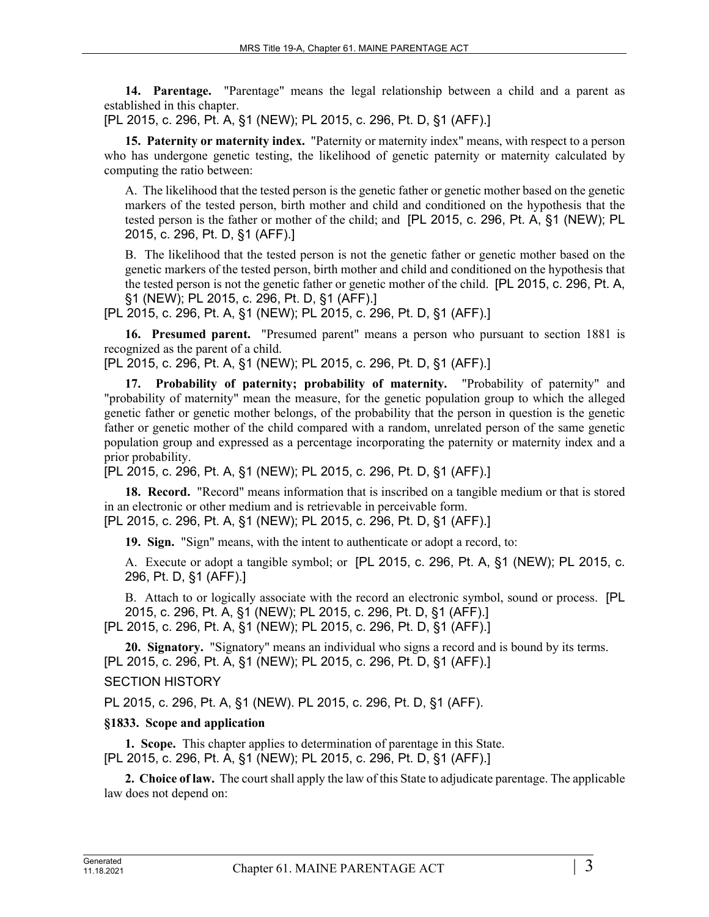**14. Parentage.** "Parentage" means the legal relationship between a child and a parent as established in this chapter.

[PL 2015, c. 296, Pt. A, §1 (NEW); PL 2015, c. 296, Pt. D, §1 (AFF).]

**15. Paternity or maternity index.** "Paternity or maternity index" means, with respect to a person who has undergone genetic testing, the likelihood of genetic paternity or maternity calculated by computing the ratio between:

A. The likelihood that the tested person is the genetic father or genetic mother based on the genetic markers of the tested person, birth mother and child and conditioned on the hypothesis that the tested person is the father or mother of the child; and [PL 2015, c. 296, Pt. A, §1 (NEW); PL 2015, c. 296, Pt. D, §1 (AFF).]

B. The likelihood that the tested person is not the genetic father or genetic mother based on the genetic markers of the tested person, birth mother and child and conditioned on the hypothesis that the tested person is not the genetic father or genetic mother of the child. [PL 2015, c. 296, Pt. A, §1 (NEW); PL 2015, c. 296, Pt. D, §1 (AFF).]

[PL 2015, c. 296, Pt. A, §1 (NEW); PL 2015, c. 296, Pt. D, §1 (AFF).]

**16. Presumed parent.** "Presumed parent" means a person who pursuant to section 1881 is recognized as the parent of a child.

[PL 2015, c. 296, Pt. A, §1 (NEW); PL 2015, c. 296, Pt. D, §1 (AFF).]

**17. Probability of paternity; probability of maternity.** "Probability of paternity" and "probability of maternity" mean the measure, for the genetic population group to which the alleged genetic father or genetic mother belongs, of the probability that the person in question is the genetic father or genetic mother of the child compared with a random, unrelated person of the same genetic population group and expressed as a percentage incorporating the paternity or maternity index and a prior probability.

[PL 2015, c. 296, Pt. A, §1 (NEW); PL 2015, c. 296, Pt. D, §1 (AFF).]

**18. Record.** "Record" means information that is inscribed on a tangible medium or that is stored in an electronic or other medium and is retrievable in perceivable form.

[PL 2015, c. 296, Pt. A, §1 (NEW); PL 2015, c. 296, Pt. D, §1 (AFF).]

**19. Sign.** "Sign" means, with the intent to authenticate or adopt a record, to:

A. Execute or adopt a tangible symbol; or [PL 2015, c. 296, Pt. A, §1 (NEW); PL 2015, c. 296, Pt. D, §1 (AFF).]

B. Attach to or logically associate with the record an electronic symbol, sound or process. [PL 2015, c. 296, Pt. A, §1 (NEW); PL 2015, c. 296, Pt. D, §1 (AFF).]

[PL 2015, c. 296, Pt. A, §1 (NEW); PL 2015, c. 296, Pt. D, §1 (AFF).]

**20. Signatory.** "Signatory" means an individual who signs a record and is bound by its terms.

[PL 2015, c. 296, Pt. A, §1 (NEW); PL 2015, c. 296, Pt. D, §1 (AFF).]

SECTION HISTORY

PL 2015, c. 296, Pt. A, §1 (NEW). PL 2015, c. 296, Pt. D, §1 (AFF).

### §1833. Scope and application

**1. Scope.** This chapter applies to determination of parentage in this State.

[PL 2015, c. 296, Pt. A, §1 (NEW); PL 2015, c. 296, Pt. D, §1 (AFF).]

**2. Choice of law.** The court shall apply the law of this State to adjudicate parentage. The applicable law does not depend on: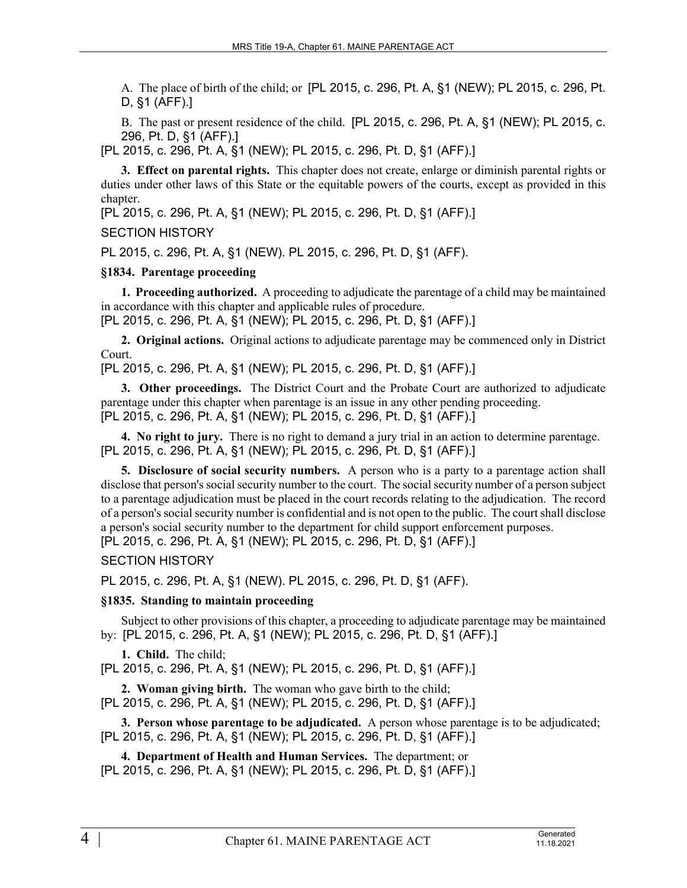A. The place of birth of the child; or [PL 2015, c. 296, Pt. A, §1 (NEW); PL 2015, c. 296, Pt. D, §1 (AFF).]

B. The past or present residence of the child. [PL 2015, c. 296, Pt. A, §1 (NEW); PL 2015, c. 296, Pt. D, §1 (AFF).]

[PL 2015, c. 296, Pt. A, §1 (NEW); PL 2015, c. 296, Pt. D, §1 (AFF).]

**3. Effect on parental rights.** This chapter does not create, enlarge or diminish parental rights or duties under other laws of this State or the equitable powers of the courts, except as provided in this chapter.

[PL 2015, c. 296, Pt. A, §1 (NEW); PL 2015, c. 296, Pt. D, §1 (AFF).]

SECTION HISTORY

PL 2015, c. 296, Pt. A, §1 (NEW). PL 2015, c. 296, Pt. D, §1 (AFF).

**§1834. Parentage proceeding**

**1. Proceeding authorized.** A proceeding to adjudicate the parentage of a child may be maintained in accordance with this chapter and applicable rules of procedure.

[PL 2015, c. 296, Pt. A, §1 (NEW); PL 2015, c. 296, Pt. D, §1 (AFF).]

**2. Original actions.** Original actions to adjudicate parentage may be commenced only in District Court.

[PL 2015, c. 296, Pt. A, §1 (NEW); PL 2015, c. 296, Pt. D, §1 (AFF).]

**3. Other proceedings.** The District Court and the Probate Court are authorized to adjudicate parentage under this chapter when parentage is an issue in any other pending proceeding.

[PL 2015, c. 296, Pt. A, §1 (NEW); PL 2015, c. 296, Pt. D, §1 (AFF).]

**4. No right to jury.** There is no right to demand a jury trial in an action to determine parentage.

[PL 2015, c. 296, Pt. A, §1 (NEW); PL 2015, c. 296, Pt. D, §1 (AFF).]

**5. Disclosure of social security numbers.** A person who is a party to a parentage action shall disclose that person's social security number to the court. The social security number of a person subject to a parentage adjudication must be placed in the court records relating to the adjudication. The record of a person's social security number is confidential and is not open to the public. The court shall disclose a person's social security number to the department for child support enforcement purposes.

[PL 2015, c. 296, Pt. A, §1 (NEW); PL 2015, c. 296, Pt. D, §1 (AFF).]

SECTION HISTORY

PL 2015, c. 296, Pt. A, §1 (NEW). PL 2015, c. 296, Pt. D, §1 (AFF).

**§1835. Standing to maintain proceeding**

Subject to other provisions of this chapter, a proceeding to adjudicate parentage may be maintained by: [PL 2015, c. 296, Pt. A, §1 (NEW); PL 2015, c. 296, Pt. D, §1 (AFF).]

**1. Child.** The child;

[PL 2015, c. 296, Pt. A, §1 (NEW); PL 2015, c. 296, Pt. D, §1 (AFF).]

**2. Woman giving birth.** The woman who gave birth to the child;

[PL 2015, c. 296, Pt. A, §1 (NEW); PL 2015, c. 296, Pt. D, §1 (AFF).]

**3. Person whose parentage to be adjudicated.** A person whose parentage is to be adjudicated;

[PL 2015, c. 296, Pt. A, §1 (NEW); PL 2015, c. 296, Pt. D, §1 (AFF).]

**4. Department of Health and Human Services.** The department; or

[PL 2015, c. 296, Pt. A, §1 (NEW); PL 2015, c. 296, Pt. D, §1 (AFF).]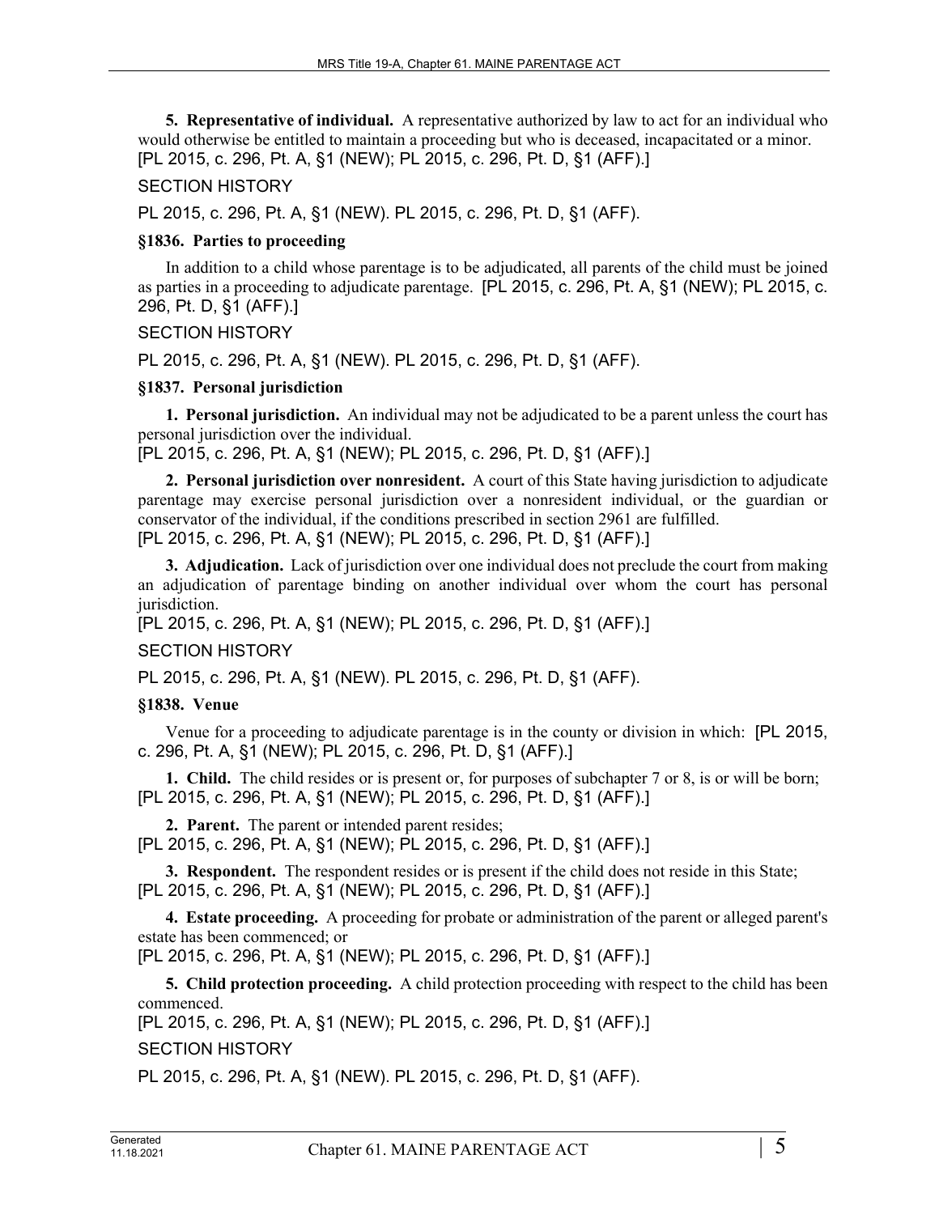**5. Representative of individual.** A representative authorized by law to act for an individual who would otherwise be entitled to maintain a proceeding but who is deceased, incapacitated or a minor.
[PL 2015, c. 296, Pt. A, §1 (NEW); PL 2015, c. 296, Pt. D, §1 (AFF).]

SECTION HISTORY

PL 2015, c. 296, Pt. A, §1 (NEW). PL 2015, c. 296, Pt. D, §1 (AFF).

### §1836. Parties to proceeding

In addition to a child whose parentage is to be adjudicated, all parents of the child must be joined as parties in a proceeding to adjudicate parentage. [PL 2015, c. 296, Pt. A, §1 (NEW); PL 2015, c. 296, Pt. D, §1 (AFF).]

SECTION HISTORY

PL 2015, c. 296, Pt. A, §1 (NEW). PL 2015, c. 296, Pt. D, §1 (AFF).

### §1837. Personal jurisdiction

**1. Personal jurisdiction.** An individual may not be adjudicated to be a parent unless the court has personal jurisdiction over the individual.
[PL 2015, c. 296, Pt. A, §1 (NEW); PL 2015, c. 296, Pt. D, §1 (AFF).]

**2. Personal jurisdiction over nonresident.** A court of this State having jurisdiction to adjudicate parentage may exercise personal jurisdiction over a nonresident individual, or the guardian or conservator of the individual, if the conditions prescribed in section 2961 are fulfilled.
[PL 2015, c. 296, Pt. A, §1 (NEW); PL 2015, c. 296, Pt. D, §1 (AFF).]

**3. Adjudication.** Lack of jurisdiction over one individual does not preclude the court from making an adjudication of parentage binding on another individual over whom the court has personal jurisdiction.
[PL 2015, c. 296, Pt. A, §1 (NEW); PL 2015, c. 296, Pt. D, §1 (AFF).]

SECTION HISTORY

PL 2015, c. 296, Pt. A, §1 (NEW). PL 2015, c. 296, Pt. D, §1 (AFF).

### §1838. Venue

Venue for a proceeding to adjudicate parentage is in the county or division in which: [PL 2015, c. 296, Pt. A, §1 (NEW); PL 2015, c. 296, Pt. D, §1 (AFF).]

**1. Child.** The child resides or is present or, for purposes of subchapter 7 or 8, is or will be born;
[PL 2015, c. 296, Pt. A, §1 (NEW); PL 2015, c. 296, Pt. D, §1 (AFF).]

**2. Parent.** The parent or intended parent resides;
[PL 2015, c. 296, Pt. A, §1 (NEW); PL 2015, c. 296, Pt. D, §1 (AFF).]

**3. Respondent.** The respondent resides or is present if the child does not reside in this State;
[PL 2015, c. 296, Pt. A, §1 (NEW); PL 2015, c. 296, Pt. D, §1 (AFF).]

**4. Estate proceeding.** A proceeding for probate or administration of the parent or alleged parent's estate has been commenced; or
[PL 2015, c. 296, Pt. A, §1 (NEW); PL 2015, c. 296, Pt. D, §1 (AFF).]

**5. Child protection proceeding.** A child protection proceeding with respect to the child has been commenced.
[PL 2015, c. 296, Pt. A, §1 (NEW); PL 2015, c. 296, Pt. D, §1 (AFF).]

SECTION HISTORY

PL 2015, c. 296, Pt. A, §1 (NEW). PL 2015, c. 296, Pt. D, §1 (AFF).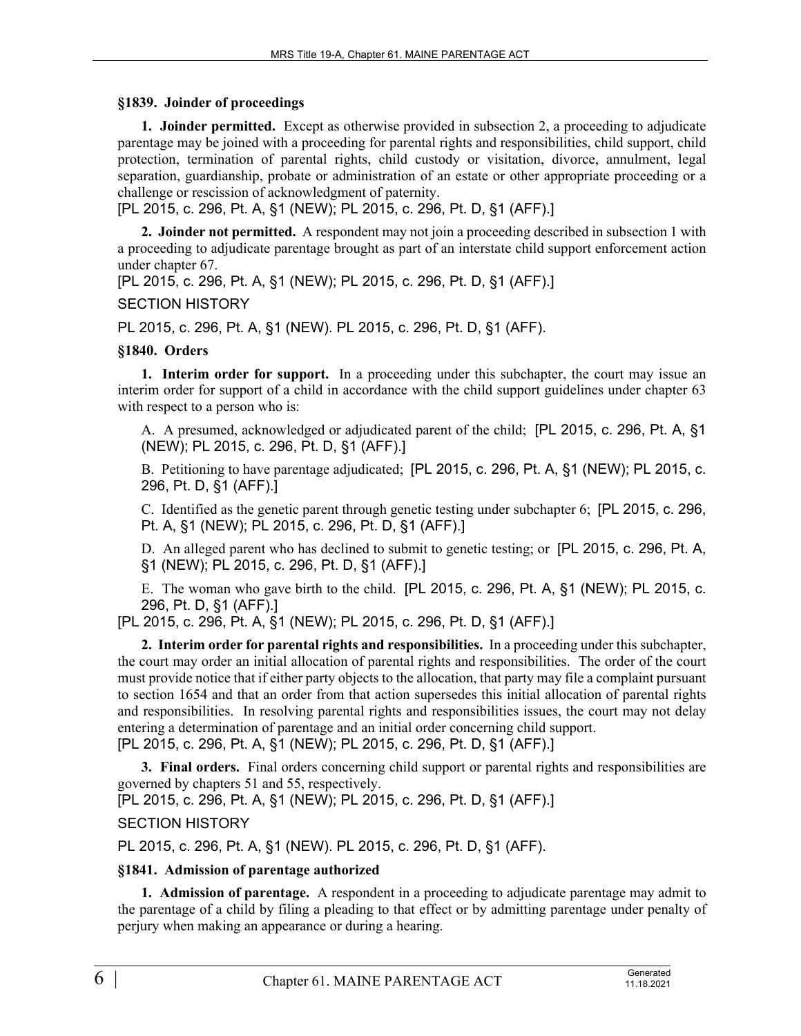### §1839. Joinder of proceedings

**1. Joinder permitted.** Except as otherwise provided in subsection 2, a proceeding to adjudicate parentage may be joined with a proceeding for parental rights and responsibilities, child support, child protection, termination of parental rights, child custody or visitation, divorce, annulment, legal separation, guardianship, probate or administration of an estate or other appropriate proceeding or a challenge or rescission of acknowledgment of paternity.

[PL 2015, c. 296, Pt. A, §1 (NEW); PL 2015, c. 296, Pt. D, §1 (AFF).]

**2. Joinder not permitted.** A respondent may not join a proceeding described in subsection 1 with a proceeding to adjudicate parentage brought as part of an interstate child support enforcement action under chapter 67.

[PL 2015, c. 296, Pt. A, §1 (NEW); PL 2015, c. 296, Pt. D, §1 (AFF).]

SECTION HISTORY

PL 2015, c. 296, Pt. A, §1 (NEW). PL 2015, c. 296, Pt. D, §1 (AFF).

### §1840. Orders

**1. Interim order for support.** In a proceeding under this subchapter, the court may issue an interim order for support of a child in accordance with the child support guidelines under chapter 63 with respect to a person who is:

A. A presumed, acknowledged or adjudicated parent of the child; [PL 2015, c. 296, Pt. A, §1 (NEW); PL 2015, c. 296, Pt. D, §1 (AFF).]

B. Petitioning to have parentage adjudicated; [PL 2015, c. 296, Pt. A, §1 (NEW); PL 2015, c. 296, Pt. D, §1 (AFF).]

C. Identified as the genetic parent through genetic testing under subchapter 6; [PL 2015, c. 296, Pt. A, §1 (NEW); PL 2015, c. 296, Pt. D, §1 (AFF).]

D. An alleged parent who has declined to submit to genetic testing; or [PL 2015, c. 296, Pt. A, §1 (NEW); PL 2015, c. 296, Pt. D, §1 (AFF).]

E. The woman who gave birth to the child. [PL 2015, c. 296, Pt. A, §1 (NEW); PL 2015, c. 296, Pt. D, §1 (AFF).]

[PL 2015, c. 296, Pt. A, §1 (NEW); PL 2015, c. 296, Pt. D, §1 (AFF).]

**2. Interim order for parental rights and responsibilities.** In a proceeding under this subchapter, the court may order an initial allocation of parental rights and responsibilities. The order of the court must provide notice that if either party objects to the allocation, that party may file a complaint pursuant to section 1654 and that an order from that action supersedes this initial allocation of parental rights and responsibilities. In resolving parental rights and responsibilities issues, the court may not delay entering a determination of parentage and an initial order concerning child support.

[PL 2015, c. 296, Pt. A, §1 (NEW); PL 2015, c. 296, Pt. D, §1 (AFF).]

**3. Final orders.** Final orders concerning child support or parental rights and responsibilities are governed by chapters 51 and 55, respectively.

[PL 2015, c. 296, Pt. A, §1 (NEW); PL 2015, c. 296, Pt. D, §1 (AFF).]

SECTION HISTORY

PL 2015, c. 296, Pt. A, §1 (NEW). PL 2015, c. 296, Pt. D, §1 (AFF).

### §1841. Admission of parentage authorized

**1. Admission of parentage.** A respondent in a proceeding to adjudicate parentage may admit to the parentage of a child by filing a pleading to that effect or by admitting parentage under penalty of perjury when making an appearance or during a hearing.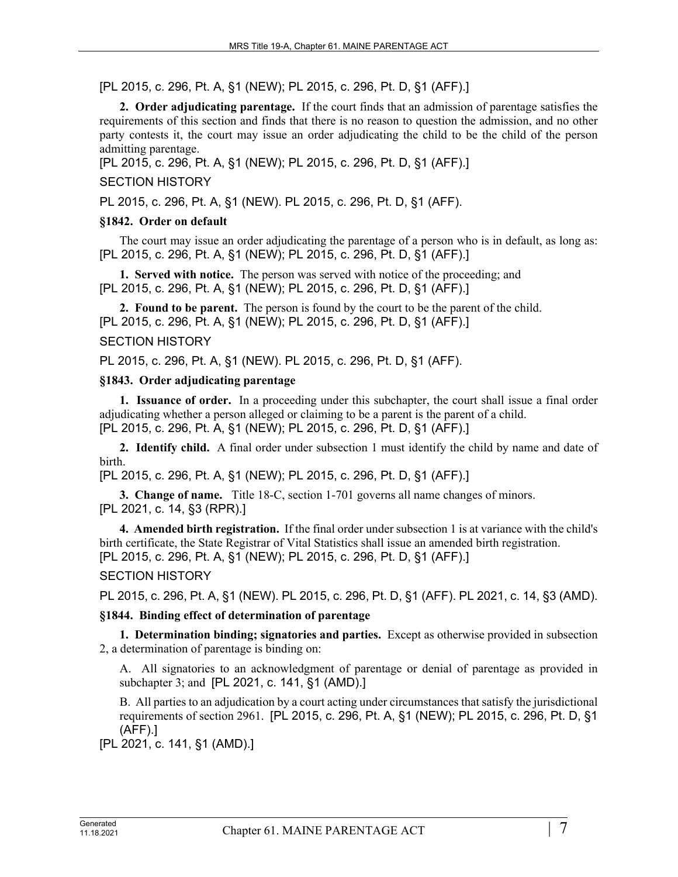[PL 2015, c. 296, Pt. A, §1 (NEW); PL 2015, c. 296, Pt. D, §1 (AFF).]

**2. Order adjudicating parentage.** If the court finds that an admission of parentage satisfies the requirements of this section and finds that there is no reason to question the admission, and no other party contests it, the court may issue an order adjudicating the child to be the child of the person admitting parentage.

[PL 2015, c. 296, Pt. A, §1 (NEW); PL 2015, c. 296, Pt. D, §1 (AFF).]

SECTION HISTORY

PL 2015, c. 296, Pt. A, §1 (NEW). PL 2015, c. 296, Pt. D, §1 (AFF).

### §1842. Order on default

The court may issue an order adjudicating the parentage of a person who is in default, as long as:

[PL 2015, c. 296, Pt. A, §1 (NEW); PL 2015, c. 296, Pt. D, §1 (AFF).]

**1. Served with notice.** The person was served with notice of the proceeding; and

[PL 2015, c. 296, Pt. A, §1 (NEW); PL 2015, c. 296, Pt. D, §1 (AFF).]

**2. Found to be parent.** The person is found by the court to be the parent of the child.

[PL 2015, c. 296, Pt. A, §1 (NEW); PL 2015, c. 296, Pt. D, §1 (AFF).]

SECTION HISTORY

PL 2015, c. 296, Pt. A, §1 (NEW). PL 2015, c. 296, Pt. D, §1 (AFF).

### §1843. Order adjudicating parentage

**1. Issuance of order.** In a proceeding under this subchapter, the court shall issue a final order adjudicating whether a person alleged or claiming to be a parent is the parent of a child.

[PL 2015, c. 296, Pt. A, §1 (NEW); PL 2015, c. 296, Pt. D, §1 (AFF).]

**2. Identify child.** A final order under subsection 1 must identify the child by name and date of birth.

[PL 2015, c. 296, Pt. A, §1 (NEW); PL 2015, c. 296, Pt. D, §1 (AFF).]

**3. Change of name.** Title 18-C, section 1-701 governs all name changes of minors.

[PL 2021, c. 14, §3 (RPR).]

**4. Amended birth registration.** If the final order under subsection 1 is at variance with the child's birth certificate, the State Registrar of Vital Statistics shall issue an amended birth registration.

[PL 2015, c. 296, Pt. A, §1 (NEW); PL 2015, c. 296, Pt. D, §1 (AFF).]

SECTION HISTORY

PL 2015, c. 296, Pt. A, §1 (NEW). PL 2015, c. 296, Pt. D, §1 (AFF). PL 2021, c. 14, §3 (AMD).

### §1844. Binding effect of determination of parentage

**1. Determination binding; signatories and parties.** Except as otherwise provided in subsection 2, a determination of parentage is binding on:

A. All signatories to an acknowledgment of parentage or denial of parentage as provided in subchapter 3; and [PL 2021, c. 141, §1 (AMD).]

B. All parties to an adjudication by a court acting under circumstances that satisfy the jurisdictional requirements of section 2961. [PL 2015, c. 296, Pt. A, §1 (NEW); PL 2015, c. 296, Pt. D, §1 (AFF).]

[PL 2021, c. 141, §1 (AMD).]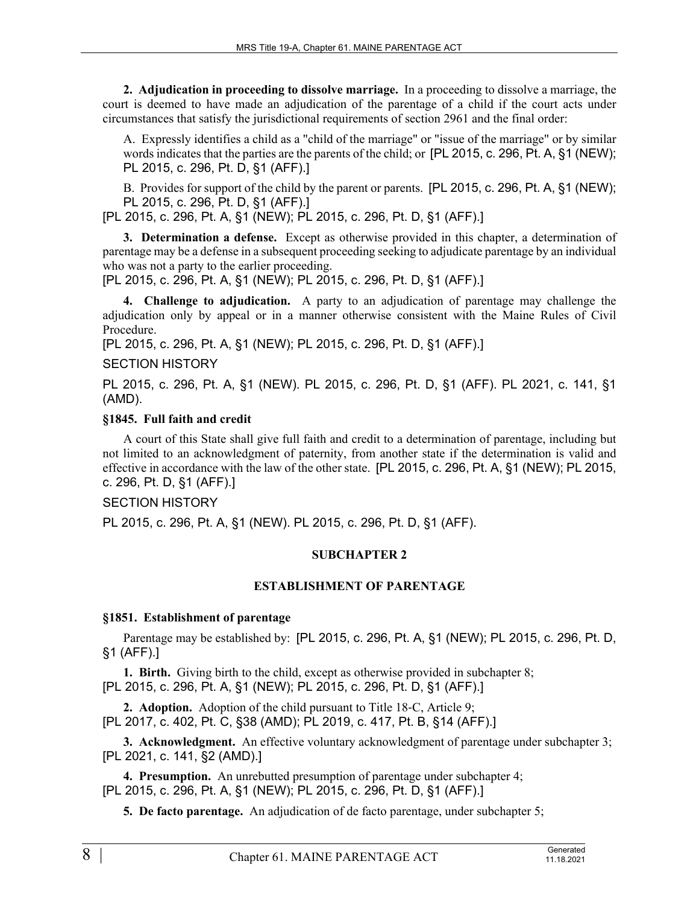**2. Adjudication in proceeding to dissolve marriage.** In a proceeding to dissolve a marriage, the court is deemed to have made an adjudication of the parentage of a child if the court acts under circumstances that satisfy the jurisdictional requirements of section 2961 and the final order:

A. Expressly identifies a child as a "child of the marriage" or "issue of the marriage" or by similar words indicates that the parties are the parents of the child; or [PL 2015, c. 296, Pt. A, §1 (NEW); PL 2015, c. 296, Pt. D, §1 (AFF).]

B. Provides for support of the child by the parent or parents. [PL 2015, c. 296, Pt. A, §1 (NEW); PL 2015, c. 296, Pt. D, §1 (AFF).]

[PL 2015, c. 296, Pt. A, §1 (NEW); PL 2015, c. 296, Pt. D, §1 (AFF).]

**3. Determination a defense.** Except as otherwise provided in this chapter, a determination of parentage may be a defense in a subsequent proceeding seeking to adjudicate parentage by an individual who was not a party to the earlier proceeding.

[PL 2015, c. 296, Pt. A, §1 (NEW); PL 2015, c. 296, Pt. D, §1 (AFF).]

**4. Challenge to adjudication.** A party to an adjudication of parentage may challenge the adjudication only by appeal or in a manner otherwise consistent with the Maine Rules of Civil Procedure.

[PL 2015, c. 296, Pt. A, §1 (NEW); PL 2015, c. 296, Pt. D, §1 (AFF).]

SECTION HISTORY

PL 2015, c. 296, Pt. A, §1 (NEW). PL 2015, c. 296, Pt. D, §1 (AFF). PL 2021, c. 141, §1 (AMD).

### §1845. Full faith and credit

A court of this State shall give full faith and credit to a determination of parentage, including but not limited to an acknowledgment of paternity, from another state if the determination is valid and effective in accordance with the law of the other state. [PL 2015, c. 296, Pt. A, §1 (NEW); PL 2015, c. 296, Pt. D, §1 (AFF).]

SECTION HISTORY

PL 2015, c. 296, Pt. A, §1 (NEW). PL 2015, c. 296, Pt. D, §1 (AFF).

## SUBCHAPTER 2

## ESTABLISHMENT OF PARENTAGE

### §1851. Establishment of parentage

Parentage may be established by: [PL 2015, c. 296, Pt. A, §1 (NEW); PL 2015, c. 296, Pt. D, §1 (AFF).]

**1. Birth.** Giving birth to the child, except as otherwise provided in subchapter 8;
[PL 2015, c. 296, Pt. A, §1 (NEW); PL 2015, c. 296, Pt. D, §1 (AFF).]

**2. Adoption.** Adoption of the child pursuant to Title 18-C, Article 9;
[PL 2017, c. 402, Pt. C, §38 (AMD); PL 2019, c. 417, Pt. B, §14 (AFF).]

**3. Acknowledgment.** An effective voluntary acknowledgment of parentage under subchapter 3;
[PL 2021, c. 141, §2 (AMD).]

**4. Presumption.** An unrebutted presumption of parentage under subchapter 4;
[PL 2015, c. 296, Pt. A, §1 (NEW); PL 2015, c. 296, Pt. D, §1 (AFF).]

**5. De facto parentage.** An adjudication of de facto parentage, under subchapter 5;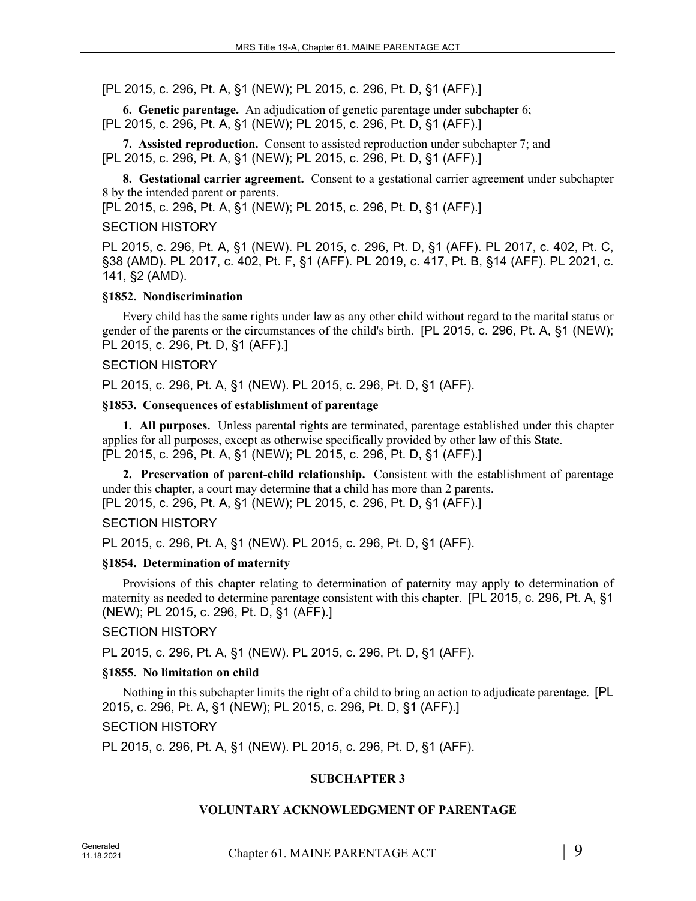[PL 2015, c. 296, Pt. A, §1 (NEW); PL 2015, c. 296, Pt. D, §1 (AFF).]

**6. Genetic parentage.** An adjudication of genetic parentage under subchapter 6;
[PL 2015, c. 296, Pt. A, §1 (NEW); PL 2015, c. 296, Pt. D, §1 (AFF).]

**7. Assisted reproduction.** Consent to assisted reproduction under subchapter 7; and
[PL 2015, c. 296, Pt. A, §1 (NEW); PL 2015, c. 296, Pt. D, §1 (AFF).]

**8. Gestational carrier agreement.** Consent to a gestational carrier agreement under subchapter 8 by the intended parent or parents.
[PL 2015, c. 296, Pt. A, §1 (NEW); PL 2015, c. 296, Pt. D, §1 (AFF).]

SECTION HISTORY

PL 2015, c. 296, Pt. A, §1 (NEW). PL 2015, c. 296, Pt. D, §1 (AFF). PL 2017, c. 402, Pt. C, §38 (AMD). PL 2017, c. 402, Pt. F, §1 (AFF). PL 2019, c. 417, Pt. B, §14 (AFF). PL 2021, c. 141, §2 (AMD).

### §1852. Nondiscrimination

Every child has the same rights under law as any other child without regard to the marital status or gender of the parents or the circumstances of the child's birth. [PL 2015, c. 296, Pt. A, §1 (NEW); PL 2015, c. 296, Pt. D, §1 (AFF).]

SECTION HISTORY

PL 2015, c. 296, Pt. A, §1 (NEW). PL 2015, c. 296, Pt. D, §1 (AFF).

### §1853. Consequences of establishment of parentage

**1. All purposes.** Unless parental rights are terminated, parentage established under this chapter applies for all purposes, except as otherwise specifically provided by other law of this State.
[PL 2015, c. 296, Pt. A, §1 (NEW); PL 2015, c. 296, Pt. D, §1 (AFF).]

**2. Preservation of parent-child relationship.** Consistent with the establishment of parentage under this chapter, a court may determine that a child has more than 2 parents.
[PL 2015, c. 296, Pt. A, §1 (NEW); PL 2015, c. 296, Pt. D, §1 (AFF).]

SECTION HISTORY

PL 2015, c. 296, Pt. A, §1 (NEW). PL 2015, c. 296, Pt. D, §1 (AFF).

### §1854. Determination of maternity

Provisions of this chapter relating to determination of paternity may apply to determination of maternity as needed to determine parentage consistent with this chapter. [PL 2015, c. 296, Pt. A, §1 (NEW); PL 2015, c. 296, Pt. D, §1 (AFF).]

SECTION HISTORY

PL 2015, c. 296, Pt. A, §1 (NEW). PL 2015, c. 296, Pt. D, §1 (AFF).

### §1855. No limitation on child

Nothing in this subchapter limits the right of a child to bring an action to adjudicate parentage. [PL 2015, c. 296, Pt. A, §1 (NEW); PL 2015, c. 296, Pt. D, §1 (AFF).]

SECTION HISTORY

PL 2015, c. 296, Pt. A, §1 (NEW). PL 2015, c. 296, Pt. D, §1 (AFF).

## SUBCHAPTER 3

## VOLUNTARY ACKNOWLEDGMENT OF PARENTAGE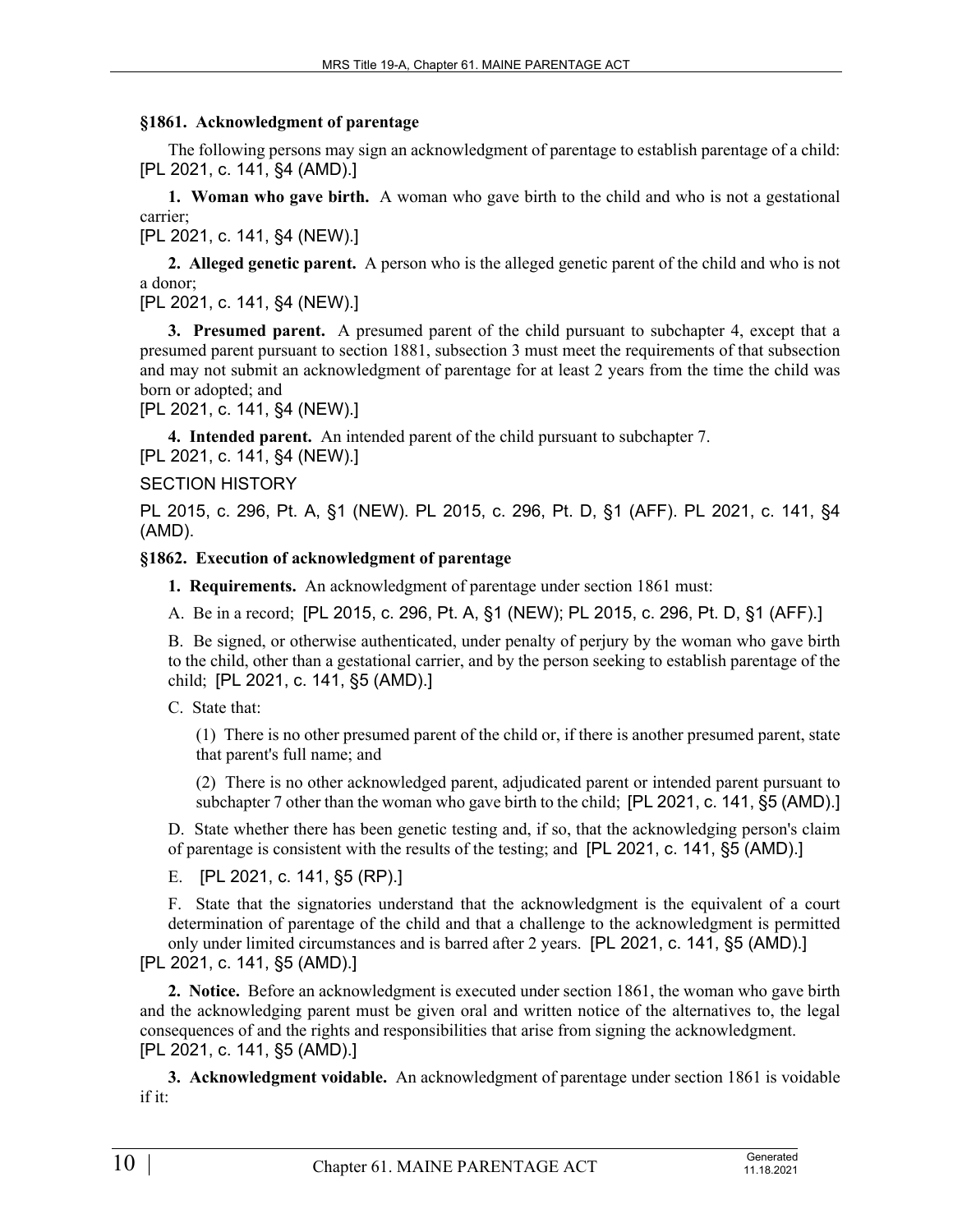### §1861. Acknowledgment of parentage

The following persons may sign an acknowledgment of parentage to establish parentage of a child: [PL 2021, c. 141, §4 (AMD).]

**1. Woman who gave birth.** A woman who gave birth to the child and who is not a gestational carrier;

[PL 2021, c. 141, §4 (NEW).]

**2. Alleged genetic parent.** A person who is the alleged genetic parent of the child and who is not a donor;

[PL 2021, c. 141, §4 (NEW).]

**3. Presumed parent.** A presumed parent of the child pursuant to subchapter 4, except that a presumed parent pursuant to section 1881, subsection 3 must meet the requirements of that subsection and may not submit an acknowledgment of parentage for at least 2 years from the time the child was born or adopted; and

[PL 2021, c. 141, §4 (NEW).]

**4. Intended parent.** An intended parent of the child pursuant to subchapter 7.

[PL 2021, c. 141, §4 (NEW).]

SECTION HISTORY

PL 2015, c. 296, Pt. A, §1 (NEW). PL 2015, c. 296, Pt. D, §1 (AFF). PL 2021, c. 141, §4 (AMD).

### §1862. Execution of acknowledgment of parentage

**1. Requirements.** An acknowledgment of parentage under section 1861 must:

A. Be in a record; [PL 2015, c. 296, Pt. A, §1 (NEW); PL 2015, c. 296, Pt. D, §1 (AFF).]

B. Be signed, or otherwise authenticated, under penalty of perjury by the woman who gave birth to the child, other than a gestational carrier, and by the person seeking to establish parentage of the child; [PL 2021, c. 141, §5 (AMD).]

C. State that:

(1) There is no other presumed parent of the child or, if there is another presumed parent, state that parent's full name; and

(2) There is no other acknowledged parent, adjudicated parent or intended parent pursuant to subchapter 7 other than the woman who gave birth to the child; [PL 2021, c. 141, §5 (AMD).]

D. State whether there has been genetic testing and, if so, that the acknowledging person's claim of parentage is consistent with the results of the testing; and [PL 2021, c. 141, §5 (AMD).]

E. [PL 2021, c. 141, §5 (RP).]

F. State that the signatories understand that the acknowledgment is the equivalent of a court determination of parentage of the child and that a challenge to the acknowledgment is permitted only under limited circumstances and is barred after 2 years. [PL 2021, c. 141, §5 (AMD).]

[PL 2021, c. 141, §5 (AMD).]

**2. Notice.** Before an acknowledgment is executed under section 1861, the woman who gave birth and the acknowledging parent must be given oral and written notice of the alternatives to, the legal consequences of and the rights and responsibilities that arise from signing the acknowledgment.

[PL 2021, c. 141, §5 (AMD).]

**3. Acknowledgment voidable.** An acknowledgment of parentage under section 1861 is voidable if it: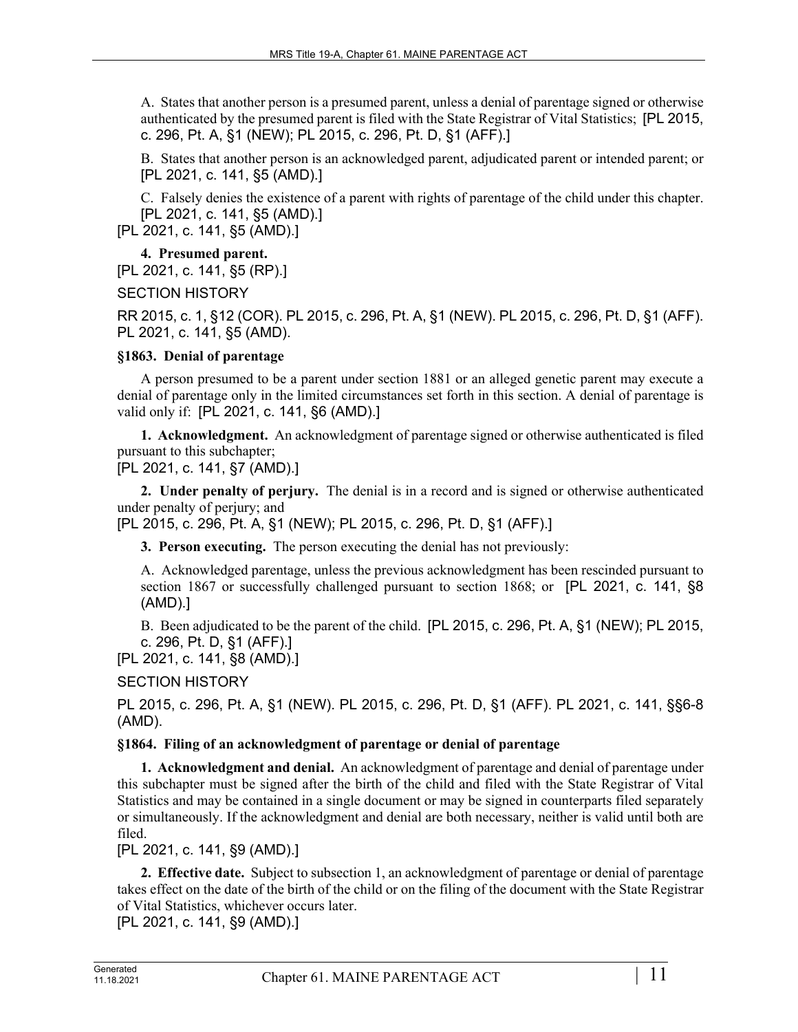A. States that another person is a presumed parent, unless a denial of parentage signed or otherwise authenticated by the presumed parent is filed with the State Registrar of Vital Statistics; [PL 2015, c. 296, Pt. A, §1 (NEW); PL 2015, c. 296, Pt. D, §1 (AFF).]

B. States that another person is an acknowledged parent, adjudicated parent or intended parent; or [PL 2021, c. 141, §5 (AMD).]

C. Falsely denies the existence of a parent with rights of parentage of the child under this chapter. [PL 2021, c. 141, §5 (AMD).]

[PL 2021, c. 141, §5 (AMD).]

**4. Presumed parent.**

[PL 2021, c. 141, §5 (RP).]

SECTION HISTORY

RR 2015, c. 1, §12 (COR). PL 2015, c. 296, Pt. A, §1 (NEW). PL 2015, c. 296, Pt. D, §1 (AFF). PL 2021, c. 141, §5 (AMD).

**§1863. Denial of parentage**

A person presumed to be a parent under section 1881 or an alleged genetic parent may execute a denial of parentage only in the limited circumstances set forth in this section. A denial of parentage is valid only if: [PL 2021, c. 141, §6 (AMD).]

**1. Acknowledgment.** An acknowledgment of parentage signed or otherwise authenticated is filed pursuant to this subchapter;

[PL 2021, c. 141, §7 (AMD).]

**2. Under penalty of perjury.** The denial is in a record and is signed or otherwise authenticated under penalty of perjury; and

[PL 2015, c. 296, Pt. A, §1 (NEW); PL 2015, c. 296, Pt. D, §1 (AFF).]

**3. Person executing.** The person executing the denial has not previously:

A. Acknowledged parentage, unless the previous acknowledgment has been rescinded pursuant to section 1867 or successfully challenged pursuant to section 1868; or [PL 2021, c. 141, §8 (AMD).]

B. Been adjudicated to be the parent of the child. [PL 2015, c. 296, Pt. A, §1 (NEW); PL 2015, c. 296, Pt. D, §1 (AFF).]

[PL 2021, c. 141, §8 (AMD).]

SECTION HISTORY

PL 2015, c. 296, Pt. A, §1 (NEW). PL 2015, c. 296, Pt. D, §1 (AFF). PL 2021, c. 141, §§6-8 (AMD).

**§1864. Filing of an acknowledgment of parentage or denial of parentage**

**1. Acknowledgment and denial.** An acknowledgment of parentage and denial of parentage under this subchapter must be signed after the birth of the child and filed with the State Registrar of Vital Statistics and may be contained in a single document or may be signed in counterparts filed separately or simultaneously. If the acknowledgment and denial are both necessary, neither is valid until both are filed.

[PL 2021, c. 141, §9 (AMD).]

**2. Effective date.** Subject to subsection 1, an acknowledgment of parentage or denial of parentage takes effect on the date of the birth of the child or on the filing of the document with the State Registrar of Vital Statistics, whichever occurs later.

[PL 2021, c. 141, §9 (AMD).]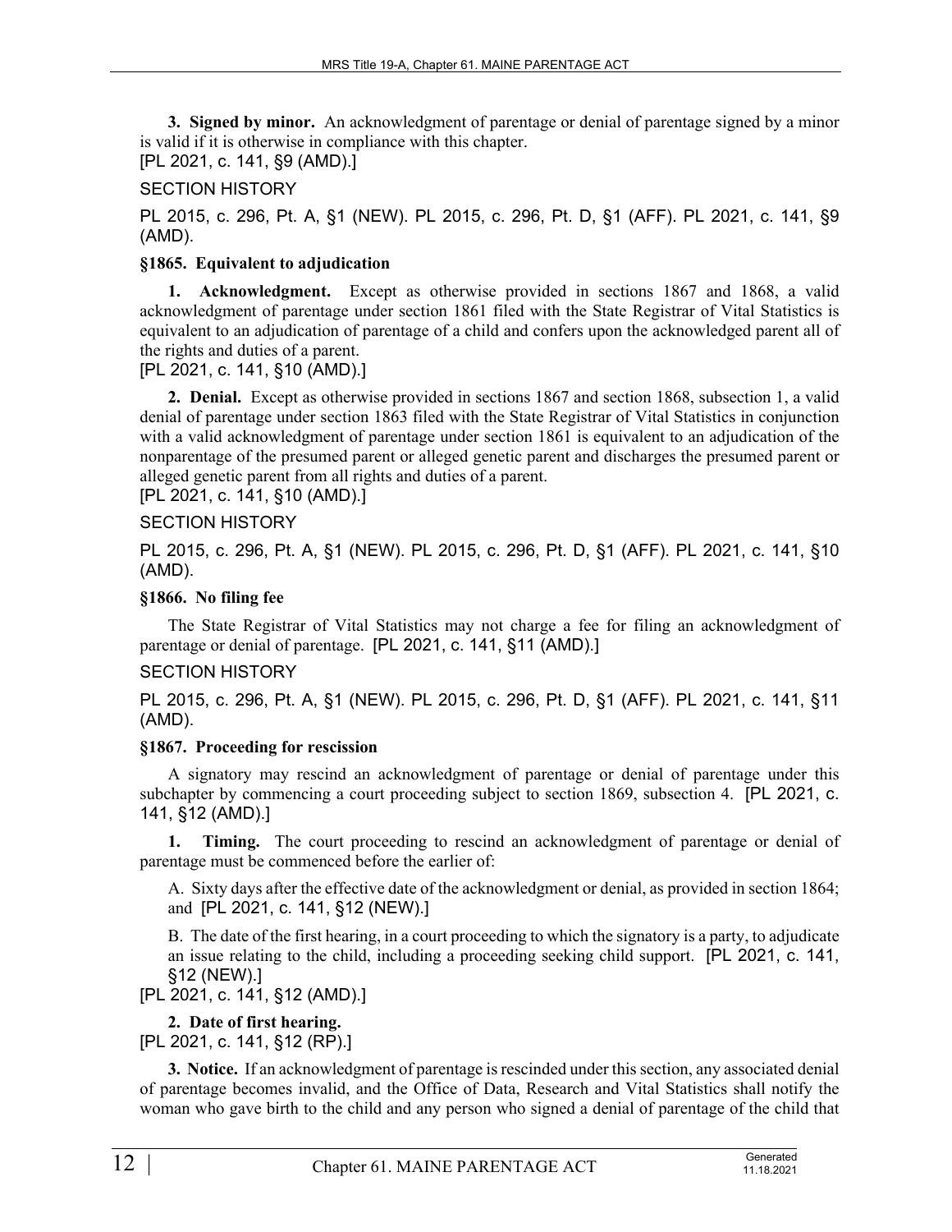**3. Signed by minor.** An acknowledgment of parentage or denial of parentage signed by a minor is valid if it is otherwise in compliance with this chapter.
[PL 2021, c. 141, §9 (AMD).]

SECTION HISTORY

PL 2015, c. 296, Pt. A, §1 (NEW). PL 2015, c. 296, Pt. D, §1 (AFF). PL 2021, c. 141, §9 (AMD).

### §1865. Equivalent to adjudication

**1. Acknowledgment.** Except as otherwise provided in sections 1867 and 1868, a valid acknowledgment of parentage under section 1861 filed with the State Registrar of Vital Statistics is equivalent to an adjudication of parentage of a child and confers upon the acknowledged parent all of the rights and duties of a parent.
[PL 2021, c. 141, §10 (AMD).]

**2. Denial.** Except as otherwise provided in sections 1867 and section 1868, subsection 1, a valid denial of parentage under section 1863 filed with the State Registrar of Vital Statistics in conjunction with a valid acknowledgment of parentage under section 1861 is equivalent to an adjudication of the nonparentage of the presumed parent or alleged genetic parent and discharges the presumed parent or alleged genetic parent from all rights and duties of a parent.
[PL 2021, c. 141, §10 (AMD).]

SECTION HISTORY

PL 2015, c. 296, Pt. A, §1 (NEW). PL 2015, c. 296, Pt. D, §1 (AFF). PL 2021, c. 141, §10 (AMD).

### §1866. No filing fee

The State Registrar of Vital Statistics may not charge a fee for filing an acknowledgment of parentage or denial of parentage. [PL 2021, c. 141, §11 (AMD).]

SECTION HISTORY

PL 2015, c. 296, Pt. A, §1 (NEW). PL 2015, c. 296, Pt. D, §1 (AFF). PL 2021, c. 141, §11 (AMD).

### §1867. Proceeding for rescission

A signatory may rescind an acknowledgment of parentage or denial of parentage under this subchapter by commencing a court proceeding subject to section 1869, subsection 4. [PL 2021, c. 141, §12 (AMD).]

**1. Timing.** The court proceeding to rescind an acknowledgment of parentage or denial of parentage must be commenced before the earlier of:

A. Sixty days after the effective date of the acknowledgment or denial, as provided in section 1864; and [PL 2021, c. 141, §12 (NEW).]

B. The date of the first hearing, in a court proceeding to which the signatory is a party, to adjudicate an issue relating to the child, including a proceeding seeking child support. [PL 2021, c. 141, §12 (NEW).]

[PL 2021, c. 141, §12 (AMD).]

**2. Date of first hearing.**
[PL 2021, c. 141, §12 (RP).]

**3. Notice.** If an acknowledgment of parentage is rescinded under this section, any associated denial of parentage becomes invalid, and the Office of Data, Research and Vital Statistics shall notify the woman who gave birth to the child and any person who signed a denial of parentage of the child that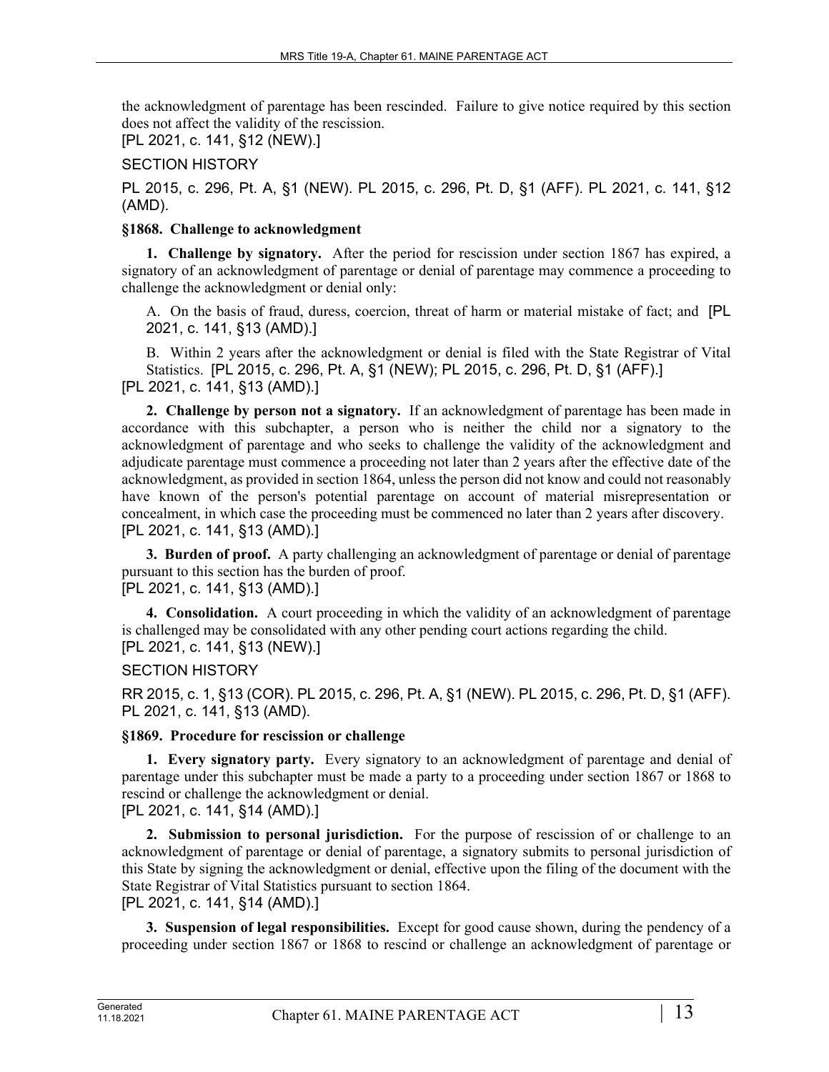the acknowledgment of parentage has been rescinded. Failure to give notice required by this section does not affect the validity of the rescission.

[PL 2021, c. 141, §12 (NEW).]

SECTION HISTORY

PL 2015, c. 296, Pt. A, §1 (NEW). PL 2015, c. 296, Pt. D, §1 (AFF). PL 2021, c. 141, §12 (AMD).

### §1868. Challenge to acknowledgment

**1. Challenge by signatory.** After the period for rescission under section 1867 has expired, a signatory of an acknowledgment of parentage or denial of parentage may commence a proceeding to challenge the acknowledgment or denial only:

A. On the basis of fraud, duress, coercion, threat of harm or material mistake of fact; and [PL 2021, c. 141, §13 (AMD).]

B. Within 2 years after the acknowledgment or denial is filed with the State Registrar of Vital Statistics. [PL 2015, c. 296, Pt. A, §1 (NEW); PL 2015, c. 296, Pt. D, §1 (AFF).]

[PL 2021, c. 141, §13 (AMD).]

**2. Challenge by person not a signatory.** If an acknowledgment of parentage has been made in accordance with this subchapter, a person who is neither the child nor a signatory to the acknowledgment of parentage and who seeks to challenge the validity of the acknowledgment and adjudicate parentage must commence a proceeding not later than 2 years after the effective date of the acknowledgment, as provided in section 1864, unless the person did not know and could not reasonably have known of the person's potential parentage on account of material misrepresentation or concealment, in which case the proceeding must be commenced no later than 2 years after discovery.

[PL 2021, c. 141, §13 (AMD).]

**3. Burden of proof.** A party challenging an acknowledgment of parentage or denial of parentage pursuant to this section has the burden of proof.

[PL 2021, c. 141, §13 (AMD).]

**4. Consolidation.** A court proceeding in which the validity of an acknowledgment of parentage is challenged may be consolidated with any other pending court actions regarding the child.

[PL 2021, c. 141, §13 (NEW).]

SECTION HISTORY

RR 2015, c. 1, §13 (COR). PL 2015, c. 296, Pt. A, §1 (NEW). PL 2015, c. 296, Pt. D, §1 (AFF). PL 2021, c. 141, §13 (AMD).

### §1869. Procedure for rescission or challenge

**1. Every signatory party.** Every signatory to an acknowledgment of parentage and denial of parentage under this subchapter must be made a party to a proceeding under section 1867 or 1868 to rescind or challenge the acknowledgment or denial.

[PL 2021, c. 141, §14 (AMD).]

**2. Submission to personal jurisdiction.** For the purpose of rescission of or challenge to an acknowledgment of parentage or denial of parentage, a signatory submits to personal jurisdiction of this State by signing the acknowledgment or denial, effective upon the filing of the document with the State Registrar of Vital Statistics pursuant to section 1864.

[PL 2021, c. 141, §14 (AMD).]

**3. Suspension of legal responsibilities.** Except for good cause shown, during the pendency of a proceeding under section 1867 or 1868 to rescind or challenge an acknowledgment of parentage or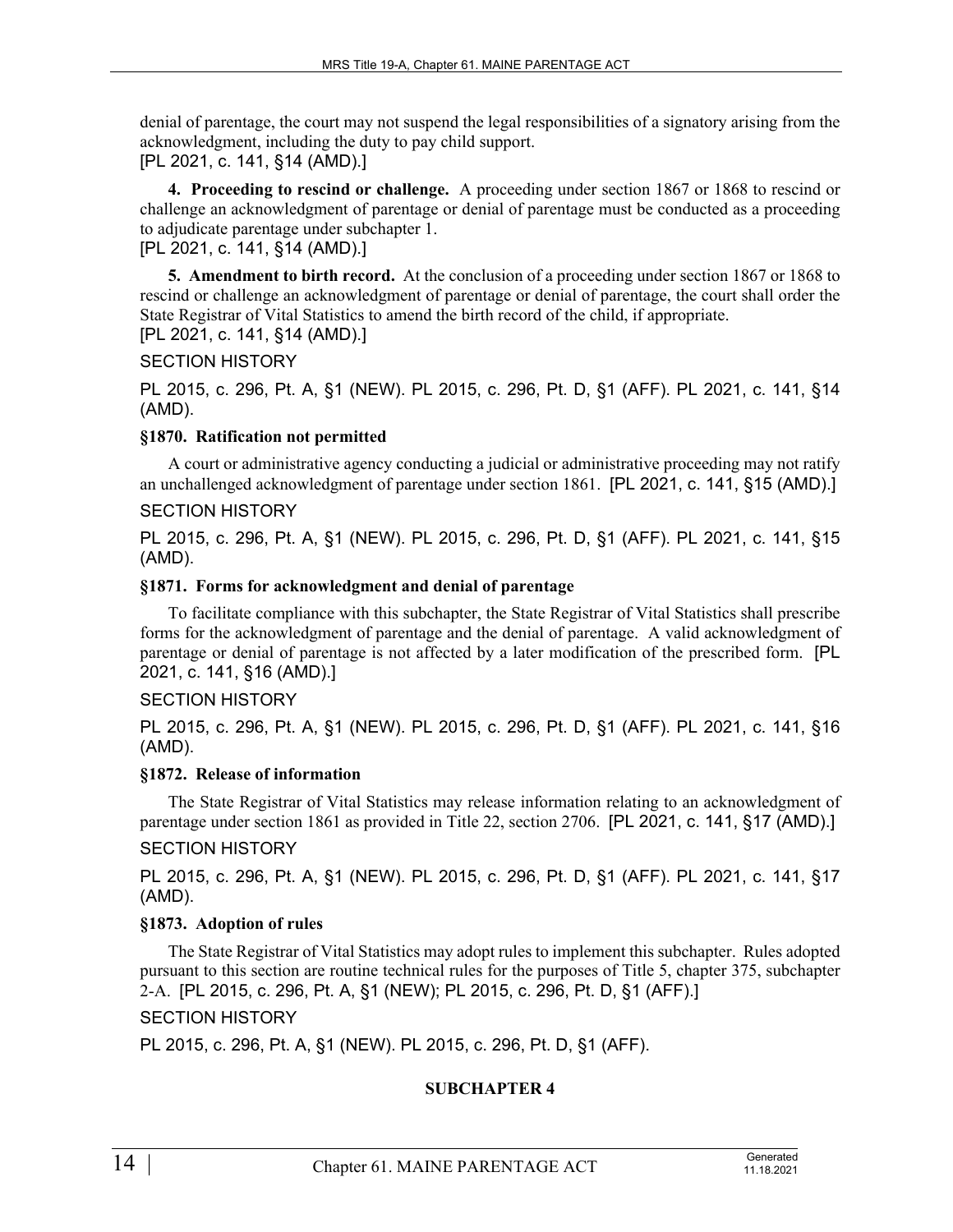denial of parentage, the court may not suspend the legal responsibilities of a signatory arising from the acknowledgment, including the duty to pay child support.
[PL 2021, c. 141, §14 (AMD).]

**4. Proceeding to rescind or challenge.** A proceeding under section 1867 or 1868 to rescind or challenge an acknowledgment of parentage or denial of parentage must be conducted as a proceeding to adjudicate parentage under subchapter 1.
[PL 2021, c. 141, §14 (AMD).]

**5. Amendment to birth record.** At the conclusion of a proceeding under section 1867 or 1868 to rescind or challenge an acknowledgment of parentage or denial of parentage, the court shall order the State Registrar of Vital Statistics to amend the birth record of the child, if appropriate.
[PL 2021, c. 141, §14 (AMD).]

SECTION HISTORY

PL 2015, c. 296, Pt. A, §1 (NEW). PL 2015, c. 296, Pt. D, §1 (AFF). PL 2021, c. 141, §14 (AMD).

### §1870. Ratification not permitted

A court or administrative agency conducting a judicial or administrative proceeding may not ratify an unchallenged acknowledgment of parentage under section 1861. [PL 2021, c. 141, §15 (AMD).]

SECTION HISTORY

PL 2015, c. 296, Pt. A, §1 (NEW). PL 2015, c. 296, Pt. D, §1 (AFF). PL 2021, c. 141, §15 (AMD).

### §1871. Forms for acknowledgment and denial of parentage

To facilitate compliance with this subchapter, the State Registrar of Vital Statistics shall prescribe forms for the acknowledgment of parentage and the denial of parentage. A valid acknowledgment of parentage or denial of parentage is not affected by a later modification of the prescribed form. [PL 2021, c. 141, §16 (AMD).]

SECTION HISTORY

PL 2015, c. 296, Pt. A, §1 (NEW). PL 2015, c. 296, Pt. D, §1 (AFF). PL 2021, c. 141, §16 (AMD).

### §1872. Release of information

The State Registrar of Vital Statistics may release information relating to an acknowledgment of parentage under section 1861 as provided in Title 22, section 2706. [PL 2021, c. 141, §17 (AMD).]

SECTION HISTORY

PL 2015, c. 296, Pt. A, §1 (NEW). PL 2015, c. 296, Pt. D, §1 (AFF). PL 2021, c. 141, §17 (AMD).

### §1873. Adoption of rules

The State Registrar of Vital Statistics may adopt rules to implement this subchapter. Rules adopted pursuant to this section are routine technical rules for the purposes of Title 5, chapter 375, subchapter 2-A. [PL 2015, c. 296, Pt. A, §1 (NEW); PL 2015, c. 296, Pt. D, §1 (AFF).]

SECTION HISTORY

PL 2015, c. 296, Pt. A, §1 (NEW). PL 2015, c. 296, Pt. D, §1 (AFF).

## SUBCHAPTER 4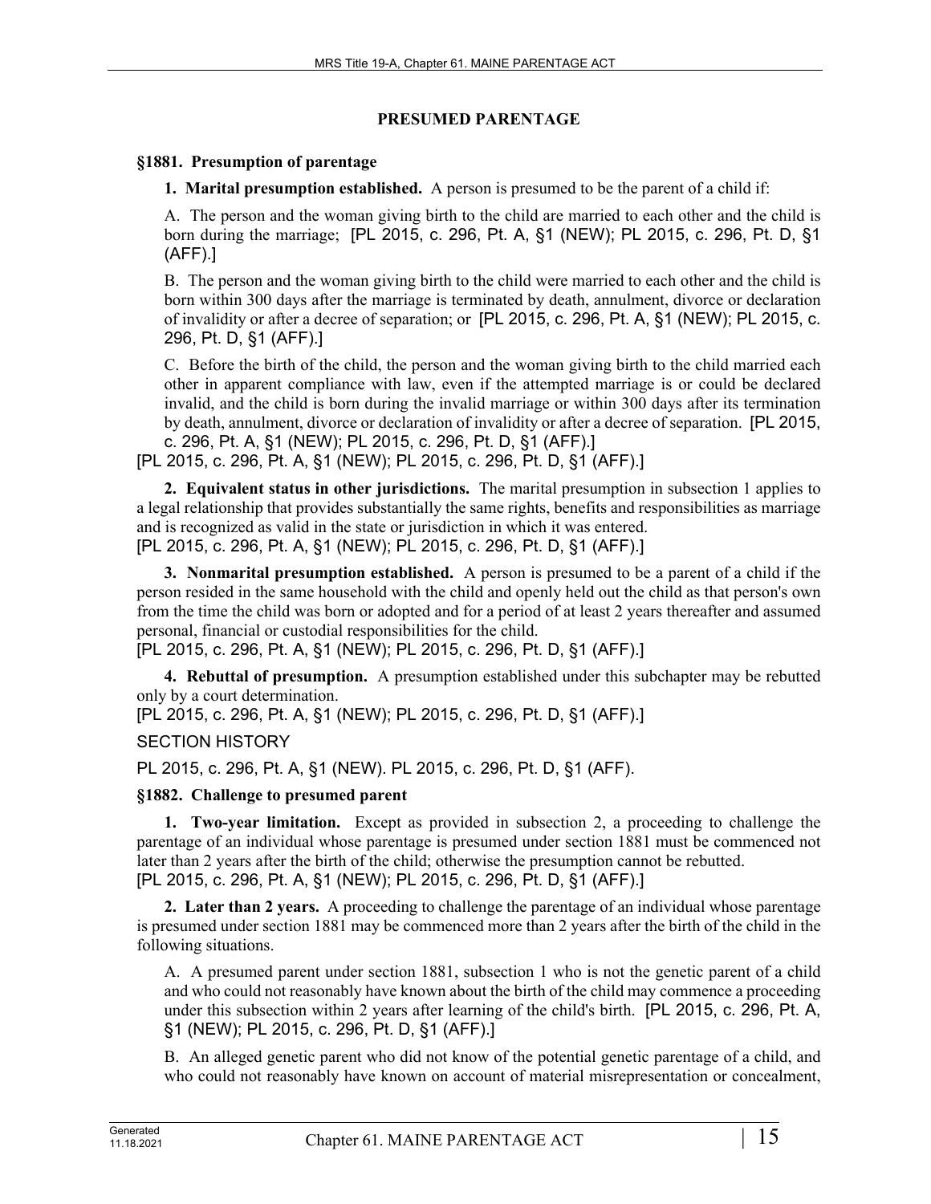## PRESUMED PARENTAGE

### §1881. Presumption of parentage

**1. Marital presumption established.** A person is presumed to be the parent of a child if:

A. The person and the woman giving birth to the child are married to each other and the child is born during the marriage; [PL 2015, c. 296, Pt. A, §1 (NEW); PL 2015, c. 296, Pt. D, §1 (AFF).]

B. The person and the woman giving birth to the child were married to each other and the child is born within 300 days after the marriage is terminated by death, annulment, divorce or declaration of invalidity or after a decree of separation; or [PL 2015, c. 296, Pt. A, §1 (NEW); PL 2015, c. 296, Pt. D, §1 (AFF).]

C. Before the birth of the child, the person and the woman giving birth to the child married each other in apparent compliance with law, even if the attempted marriage is or could be declared invalid, and the child is born during the invalid marriage or within 300 days after its termination by death, annulment, divorce or declaration of invalidity or after a decree of separation. [PL 2015, c. 296, Pt. A, §1 (NEW); PL 2015, c. 296, Pt. D, §1 (AFF).]

[PL 2015, c. 296, Pt. A, §1 (NEW); PL 2015, c. 296, Pt. D, §1 (AFF).]

**2. Equivalent status in other jurisdictions.** The marital presumption in subsection 1 applies to a legal relationship that provides substantially the same rights, benefits and responsibilities as marriage and is recognized as valid in the state or jurisdiction in which it was entered.

[PL 2015, c. 296, Pt. A, §1 (NEW); PL 2015, c. 296, Pt. D, §1 (AFF).]

**3. Nonmarital presumption established.** A person is presumed to be a parent of a child if the person resided in the same household with the child and openly held out the child as that person's own from the time the child was born or adopted and for a period of at least 2 years thereafter and assumed personal, financial or custodial responsibilities for the child.

[PL 2015, c. 296, Pt. A, §1 (NEW); PL 2015, c. 296, Pt. D, §1 (AFF).]

**4. Rebuttal of presumption.** A presumption established under this subchapter may be rebutted only by a court determination.

[PL 2015, c. 296, Pt. A, §1 (NEW); PL 2015, c. 296, Pt. D, §1 (AFF).]

SECTION HISTORY

PL 2015, c. 296, Pt. A, §1 (NEW). PL 2015, c. 296, Pt. D, §1 (AFF).

### §1882. Challenge to presumed parent

**1. Two-year limitation.** Except as provided in subsection 2, a proceeding to challenge the parentage of an individual whose parentage is presumed under section 1881 must be commenced not later than 2 years after the birth of the child; otherwise the presumption cannot be rebutted.

[PL 2015, c. 296, Pt. A, §1 (NEW); PL 2015, c. 296, Pt. D, §1 (AFF).]

**2. Later than 2 years.** A proceeding to challenge the parentage of an individual whose parentage is presumed under section 1881 may be commenced more than 2 years after the birth of the child in the following situations.

A. A presumed parent under section 1881, subsection 1 who is not the genetic parent of a child and who could not reasonably have known about the birth of the child may commence a proceeding under this subsection within 2 years after learning of the child's birth. [PL 2015, c. 296, Pt. A, §1 (NEW); PL 2015, c. 296, Pt. D, §1 (AFF).]

B. An alleged genetic parent who did not know of the potential genetic parentage of a child, and who could not reasonably have known on account of material misrepresentation or concealment,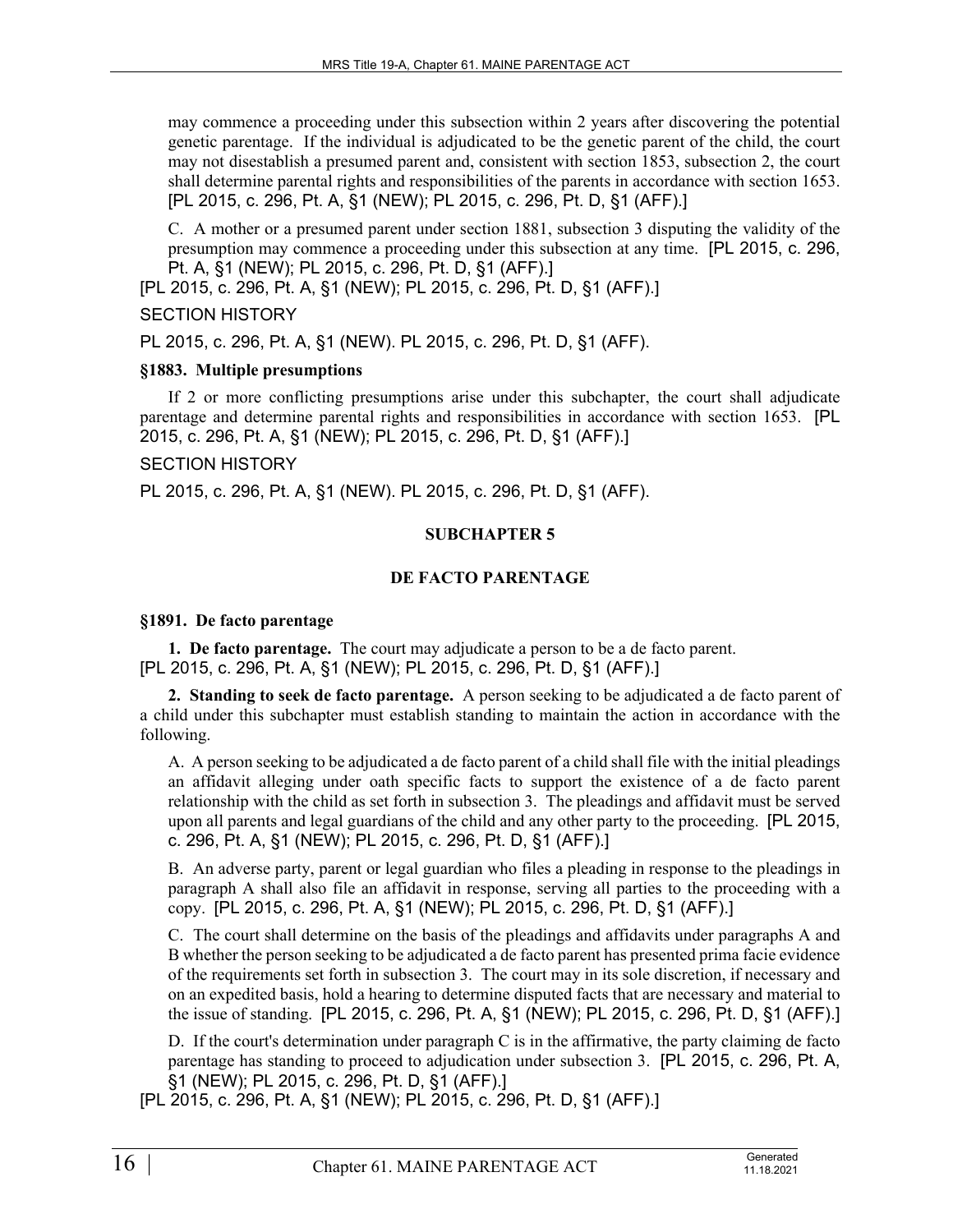may commence a proceeding under this subsection within 2 years after discovering the potential genetic parentage. If the individual is adjudicated to be the genetic parent of the child, the court may not disestablish a presumed parent and, consistent with section 1853, subsection 2, the court shall determine parental rights and responsibilities of the parents in accordance with section 1653. [PL 2015, c. 296, Pt. A, §1 (NEW); PL 2015, c. 296, Pt. D, §1 (AFF).]

C. A mother or a presumed parent under section 1881, subsection 3 disputing the validity of the presumption may commence a proceeding under this subsection at any time. [PL 2015, c. 296, Pt. A, §1 (NEW); PL 2015, c. 296, Pt. D, §1 (AFF).]

[PL 2015, c. 296, Pt. A, §1 (NEW); PL 2015, c. 296, Pt. D, §1 (AFF).]

SECTION HISTORY

PL 2015, c. 296, Pt. A, §1 (NEW). PL 2015, c. 296, Pt. D, §1 (AFF).

**§1883. Multiple presumptions**

If 2 or more conflicting presumptions arise under this subchapter, the court shall adjudicate parentage and determine parental rights and responsibilities in accordance with section 1653. [PL 2015, c. 296, Pt. A, §1 (NEW); PL 2015, c. 296, Pt. D, §1 (AFF).]

SECTION HISTORY

PL 2015, c. 296, Pt. A, §1 (NEW). PL 2015, c. 296, Pt. D, §1 (AFF).

## SUBCHAPTER 5

## DE FACTO PARENTAGE

**§1891. De facto parentage**

**1. De facto parentage.** The court may adjudicate a person to be a de facto parent. [PL 2015, c. 296, Pt. A, §1 (NEW); PL 2015, c. 296, Pt. D, §1 (AFF).]

**2. Standing to seek de facto parentage.** A person seeking to be adjudicated a de facto parent of a child under this subchapter must establish standing to maintain the action in accordance with the following.

A. A person seeking to be adjudicated a de facto parent of a child shall file with the initial pleadings an affidavit alleging under oath specific facts to support the existence of a de facto parent relationship with the child as set forth in subsection 3. The pleadings and affidavit must be served upon all parents and legal guardians of the child and any other party to the proceeding. [PL 2015, c. 296, Pt. A, §1 (NEW); PL 2015, c. 296, Pt. D, §1 (AFF).]

B. An adverse party, parent or legal guardian who files a pleading in response to the pleadings in paragraph A shall also file an affidavit in response, serving all parties to the proceeding with a copy. [PL 2015, c. 296, Pt. A, §1 (NEW); PL 2015, c. 296, Pt. D, §1 (AFF).]

C. The court shall determine on the basis of the pleadings and affidavits under paragraphs A and B whether the person seeking to be adjudicated a de facto parent has presented prima facie evidence of the requirements set forth in subsection 3. The court may in its sole discretion, if necessary and on an expedited basis, hold a hearing to determine disputed facts that are necessary and material to the issue of standing. [PL 2015, c. 296, Pt. A, §1 (NEW); PL 2015, c. 296, Pt. D, §1 (AFF).]

D. If the court's determination under paragraph C is in the affirmative, the party claiming de facto parentage has standing to proceed to adjudication under subsection 3. [PL 2015, c. 296, Pt. A, §1 (NEW); PL 2015, c. 296, Pt. D, §1 (AFF).]

[PL 2015, c. 296, Pt. A, §1 (NEW); PL 2015, c. 296, Pt. D, §1 (AFF).]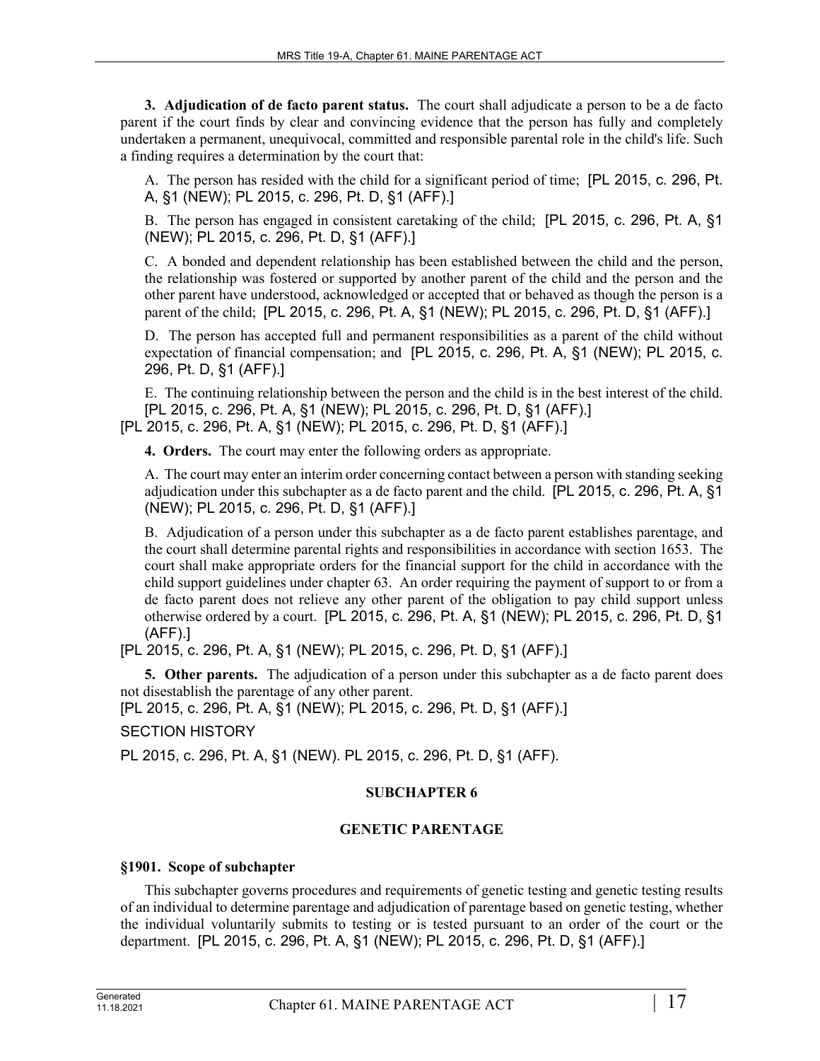**3. Adjudication of de facto parent status.** The court shall adjudicate a person to be a de facto parent if the court finds by clear and convincing evidence that the person has fully and completely undertaken a permanent, unequivocal, committed and responsible parental role in the child's life. Such a finding requires a determination by the court that:

A. The person has resided with the child for a significant period of time; [PL 2015, c. 296, Pt. A, §1 (NEW); PL 2015, c. 296, Pt. D, §1 (AFF).]

B. The person has engaged in consistent caretaking of the child; [PL 2015, c. 296, Pt. A, §1 (NEW); PL 2015, c. 296, Pt. D, §1 (AFF).]

C. A bonded and dependent relationship has been established between the child and the person, the relationship was fostered or supported by another parent of the child and the person and the other parent have understood, acknowledged or accepted that or behaved as though the person is a parent of the child; [PL 2015, c. 296, Pt. A, §1 (NEW); PL 2015, c. 296, Pt. D, §1 (AFF).]

D. The person has accepted full and permanent responsibilities as a parent of the child without expectation of financial compensation; and [PL 2015, c. 296, Pt. A, §1 (NEW); PL 2015, c. 296, Pt. D, §1 (AFF).]

E. The continuing relationship between the person and the child is in the best interest of the child. [PL 2015, c. 296, Pt. A, §1 (NEW); PL 2015, c. 296, Pt. D, §1 (AFF).]

[PL 2015, c. 296, Pt. A, §1 (NEW); PL 2015, c. 296, Pt. D, §1 (AFF).]

**4. Orders.** The court may enter the following orders as appropriate.

A. The court may enter an interim order concerning contact between a person with standing seeking adjudication under this subchapter as a de facto parent and the child. [PL 2015, c. 296, Pt. A, §1 (NEW); PL 2015, c. 296, Pt. D, §1 (AFF).]

B. Adjudication of a person under this subchapter as a de facto parent establishes parentage, and the court shall determine parental rights and responsibilities in accordance with section 1653. The court shall make appropriate orders for the financial support for the child in accordance with the child support guidelines under chapter 63. An order requiring the payment of support to or from a de facto parent does not relieve any other parent of the obligation to pay child support unless otherwise ordered by a court. [PL 2015, c. 296, Pt. A, §1 (NEW); PL 2015, c. 296, Pt. D, §1 (AFF).]

[PL 2015, c. 296, Pt. A, §1 (NEW); PL 2015, c. 296, Pt. D, §1 (AFF).]

**5. Other parents.** The adjudication of a person under this subchapter as a de facto parent does not disestablish the parentage of any other parent.

[PL 2015, c. 296, Pt. A, §1 (NEW); PL 2015, c. 296, Pt. D, §1 (AFF).]

SECTION HISTORY

PL 2015, c. 296, Pt. A, §1 (NEW). PL 2015, c. 296, Pt. D, §1 (AFF).

## SUBCHAPTER 6

## GENETIC PARENTAGE

### §1901. Scope of subchapter

This subchapter governs procedures and requirements of genetic testing and genetic testing results of an individual to determine parentage and adjudication of parentage based on genetic testing, whether the individual voluntarily submits to testing or is tested pursuant to an order of the court or the department. [PL 2015, c. 296, Pt. A, §1 (NEW); PL 2015, c. 296, Pt. D, §1 (AFF).]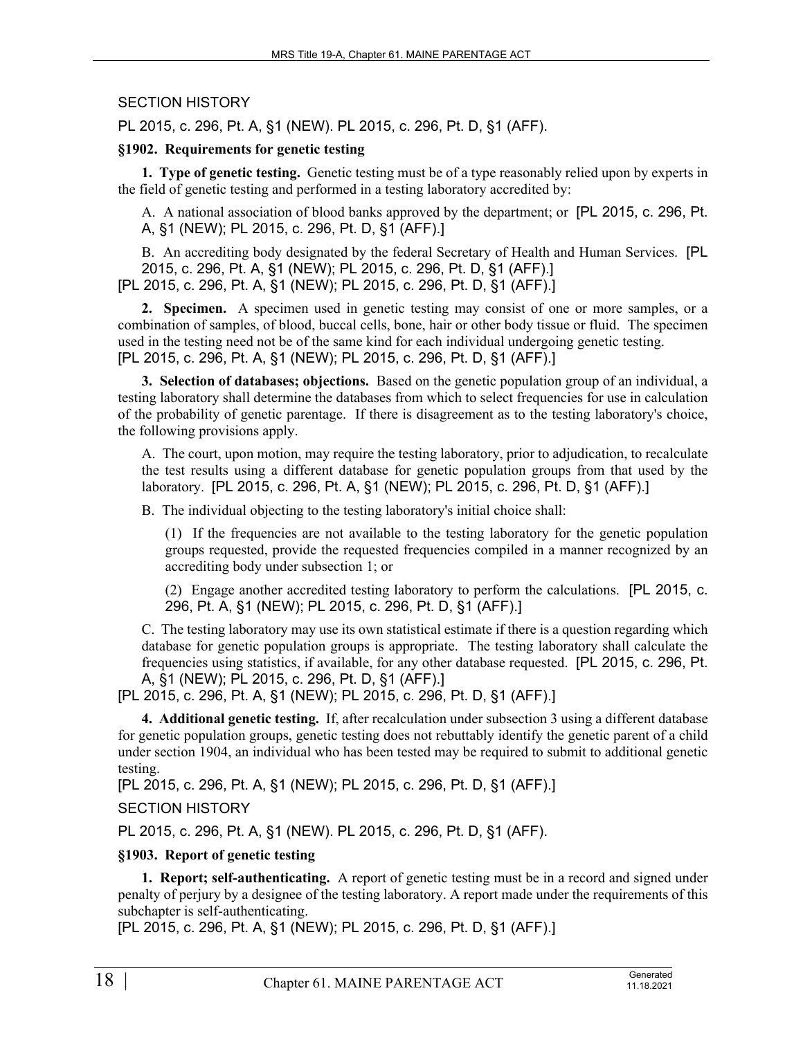SECTION HISTORY

PL 2015, c. 296, Pt. A, §1 (NEW). PL 2015, c. 296, Pt. D, §1 (AFF).

**§1902. Requirements for genetic testing**

**1. Type of genetic testing.** Genetic testing must be of a type reasonably relied upon by experts in the field of genetic testing and performed in a testing laboratory accredited by:

A. A national association of blood banks approved by the department; or [PL 2015, c. 296, Pt. A, §1 (NEW); PL 2015, c. 296, Pt. D, §1 (AFF).]

B. An accrediting body designated by the federal Secretary of Health and Human Services. [PL 2015, c. 296, Pt. A, §1 (NEW); PL 2015, c. 296, Pt. D, §1 (AFF).]

[PL 2015, c. 296, Pt. A, §1 (NEW); PL 2015, c. 296, Pt. D, §1 (AFF).]

**2. Specimen.** A specimen used in genetic testing may consist of one or more samples, or a combination of samples, of blood, buccal cells, bone, hair or other body tissue or fluid. The specimen used in the testing need not be of the same kind for each individual undergoing genetic testing.

[PL 2015, c. 296, Pt. A, §1 (NEW); PL 2015, c. 296, Pt. D, §1 (AFF).]

**3. Selection of databases; objections.** Based on the genetic population group of an individual, a testing laboratory shall determine the databases from which to select frequencies for use in calculation of the probability of genetic parentage. If there is disagreement as to the testing laboratory's choice, the following provisions apply.

A. The court, upon motion, may require the testing laboratory, prior to adjudication, to recalculate the test results using a different database for genetic population groups from that used by the laboratory. [PL 2015, c. 296, Pt. A, §1 (NEW); PL 2015, c. 296, Pt. D, §1 (AFF).]

B. The individual objecting to the testing laboratory's initial choice shall:

(1) If the frequencies are not available to the testing laboratory for the genetic population groups requested, provide the requested frequencies compiled in a manner recognized by an accrediting body under subsection 1; or

(2) Engage another accredited testing laboratory to perform the calculations. [PL 2015, c. 296, Pt. A, §1 (NEW); PL 2015, c. 296, Pt. D, §1 (AFF).]

C. The testing laboratory may use its own statistical estimate if there is a question regarding which database for genetic population groups is appropriate. The testing laboratory shall calculate the frequencies using statistics, if available, for any other database requested. [PL 2015, c. 296, Pt. A, §1 (NEW); PL 2015, c. 296, Pt. D, §1 (AFF).]

[PL 2015, c. 296, Pt. A, §1 (NEW); PL 2015, c. 296, Pt. D, §1 (AFF).]

**4. Additional genetic testing.** If, after recalculation under subsection 3 using a different database for genetic population groups, genetic testing does not rebuttably identify the genetic parent of a child under section 1904, an individual who has been tested may be required to submit to additional genetic testing.

[PL 2015, c. 296, Pt. A, §1 (NEW); PL 2015, c. 296, Pt. D, §1 (AFF).]

SECTION HISTORY

PL 2015, c. 296, Pt. A, §1 (NEW). PL 2015, c. 296, Pt. D, §1 (AFF).

**§1903. Report of genetic testing**

**1. Report; self-authenticating.** A report of genetic testing must be in a record and signed under penalty of perjury by a designee of the testing laboratory. A report made under the requirements of this subchapter is self-authenticating.

[PL 2015, c. 296, Pt. A, §1 (NEW); PL 2015, c. 296, Pt. D, §1 (AFF).]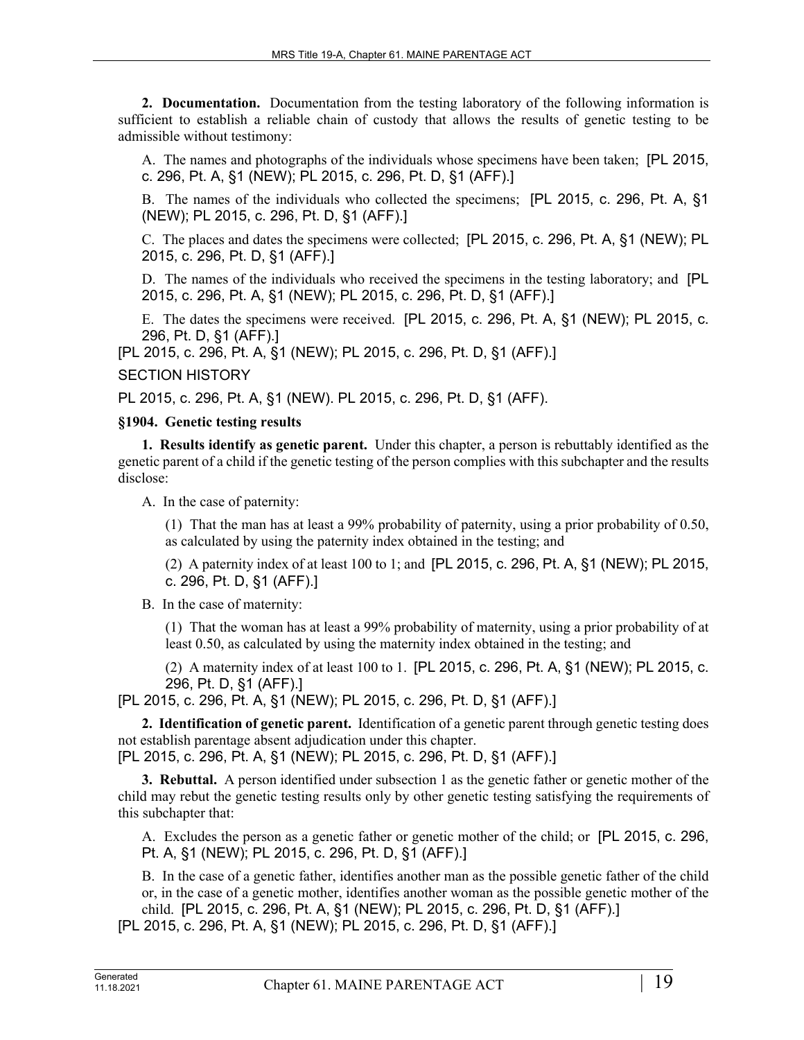**2. Documentation.** Documentation from the testing laboratory of the following information is sufficient to establish a reliable chain of custody that allows the results of genetic testing to be admissible without testimony:

A. The names and photographs of the individuals whose specimens have been taken; [PL 2015, c. 296, Pt. A, §1 (NEW); PL 2015, c. 296, Pt. D, §1 (AFF).]

B. The names of the individuals who collected the specimens; [PL 2015, c. 296, Pt. A, §1 (NEW); PL 2015, c. 296, Pt. D, §1 (AFF).]

C. The places and dates the specimens were collected; [PL 2015, c. 296, Pt. A, §1 (NEW); PL 2015, c. 296, Pt. D, §1 (AFF).]

D. The names of the individuals who received the specimens in the testing laboratory; and [PL 2015, c. 296, Pt. A, §1 (NEW); PL 2015, c. 296, Pt. D, §1 (AFF).]

E. The dates the specimens were received. [PL 2015, c. 296, Pt. A, §1 (NEW); PL 2015, c. 296, Pt. D, §1 (AFF).]

[PL 2015, c. 296, Pt. A, §1 (NEW); PL 2015, c. 296, Pt. D, §1 (AFF).]

SECTION HISTORY

PL 2015, c. 296, Pt. A, §1 (NEW). PL 2015, c. 296, Pt. D, §1 (AFF).

### §1904. Genetic testing results

**1. Results identify as genetic parent.** Under this chapter, a person is rebuttably identified as the genetic parent of a child if the genetic testing of the person complies with this subchapter and the results disclose:

A. In the case of paternity:

(1) That the man has at least a 99% probability of paternity, using a prior probability of 0.50, as calculated by using the paternity index obtained in the testing; and

(2) A paternity index of at least 100 to 1; and [PL 2015, c. 296, Pt. A, §1 (NEW); PL 2015, c. 296, Pt. D, §1 (AFF).]

B. In the case of maternity:

(1) That the woman has at least a 99% probability of maternity, using a prior probability of at least 0.50, as calculated by using the maternity index obtained in the testing; and

(2) A maternity index of at least 100 to 1. [PL 2015, c. 296, Pt. A, §1 (NEW); PL 2015, c. 296, Pt. D, §1 (AFF).]

[PL 2015, c. 296, Pt. A, §1 (NEW); PL 2015, c. 296, Pt. D, §1 (AFF).]

**2. Identification of genetic parent.** Identification of a genetic parent through genetic testing does not establish parentage absent adjudication under this chapter.

[PL 2015, c. 296, Pt. A, §1 (NEW); PL 2015, c. 296, Pt. D, §1 (AFF).]

**3. Rebuttal.** A person identified under subsection 1 as the genetic father or genetic mother of the child may rebut the genetic testing results only by other genetic testing satisfying the requirements of this subchapter that:

A. Excludes the person as a genetic father or genetic mother of the child; or [PL 2015, c. 296, Pt. A, §1 (NEW); PL 2015, c. 296, Pt. D, §1 (AFF).]

B. In the case of a genetic father, identifies another man as the possible genetic father of the child or, in the case of a genetic mother, identifies another woman as the possible genetic mother of the child. [PL 2015, c. 296, Pt. A, §1 (NEW); PL 2015, c. 296, Pt. D, §1 (AFF).]

[PL 2015, c. 296, Pt. A, §1 (NEW); PL 2015, c. 296, Pt. D, §1 (AFF).]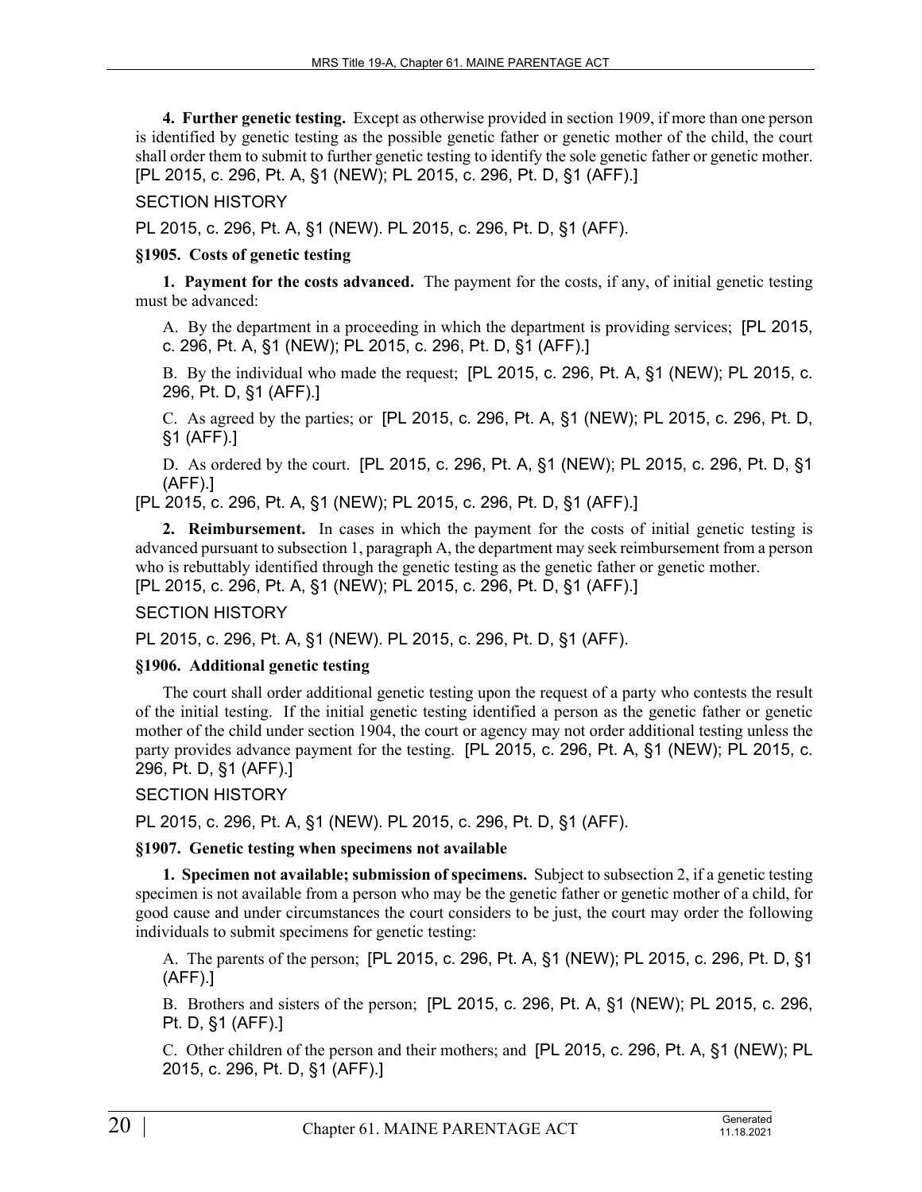**4. Further genetic testing.** Except as otherwise provided in section 1909, if more than one person is identified by genetic testing as the possible genetic father or genetic mother of the child, the court shall order them to submit to further genetic testing to identify the sole genetic father or genetic mother. [PL 2015, c. 296, Pt. A, §1 (NEW); PL 2015, c. 296, Pt. D, §1 (AFF).]

SECTION HISTORY

PL 2015, c. 296, Pt. A, §1 (NEW). PL 2015, c. 296, Pt. D, §1 (AFF).

### §1905. Costs of genetic testing

**1. Payment for the costs advanced.** The payment for the costs, if any, of initial genetic testing must be advanced:

A. By the department in a proceeding in which the department is providing services; [PL 2015, c. 296, Pt. A, §1 (NEW); PL 2015, c. 296, Pt. D, §1 (AFF).]

B. By the individual who made the request; [PL 2015, c. 296, Pt. A, §1 (NEW); PL 2015, c. 296, Pt. D, §1 (AFF).]

C. As agreed by the parties; or [PL 2015, c. 296, Pt. A, §1 (NEW); PL 2015, c. 296, Pt. D, §1 (AFF).]

D. As ordered by the court. [PL 2015, c. 296, Pt. A, §1 (NEW); PL 2015, c. 296, Pt. D, §1 (AFF).]

[PL 2015, c. 296, Pt. A, §1 (NEW); PL 2015, c. 296, Pt. D, §1 (AFF).]

**2. Reimbursement.** In cases in which the payment for the costs of initial genetic testing is advanced pursuant to subsection 1, paragraph A, the department may seek reimbursement from a person who is rebuttably identified through the genetic testing as the genetic father or genetic mother. [PL 2015, c. 296, Pt. A, §1 (NEW); PL 2015, c. 296, Pt. D, §1 (AFF).]

SECTION HISTORY

PL 2015, c. 296, Pt. A, §1 (NEW). PL 2015, c. 296, Pt. D, §1 (AFF).

### §1906. Additional genetic testing

The court shall order additional genetic testing upon the request of a party who contests the result of the initial testing. If the initial genetic testing identified a person as the genetic father or genetic mother of the child under section 1904, the court or agency may not order additional testing unless the party provides advance payment for the testing. [PL 2015, c. 296, Pt. A, §1 (NEW); PL 2015, c. 296, Pt. D, §1 (AFF).]

SECTION HISTORY

PL 2015, c. 296, Pt. A, §1 (NEW). PL 2015, c. 296, Pt. D, §1 (AFF).

### §1907. Genetic testing when specimens not available

**1. Specimen not available; submission of specimens.** Subject to subsection 2, if a genetic testing specimen is not available from a person who may be the genetic father or genetic mother of a child, for good cause and under circumstances the court considers to be just, the court may order the following individuals to submit specimens for genetic testing:

A. The parents of the person; [PL 2015, c. 296, Pt. A, §1 (NEW); PL 2015, c. 296, Pt. D, §1 (AFF).]

B. Brothers and sisters of the person; [PL 2015, c. 296, Pt. A, §1 (NEW); PL 2015, c. 296, Pt. D, §1 (AFF).]

C. Other children of the person and their mothers; and [PL 2015, c. 296, Pt. A, §1 (NEW); PL 2015, c. 296, Pt. D, §1 (AFF).]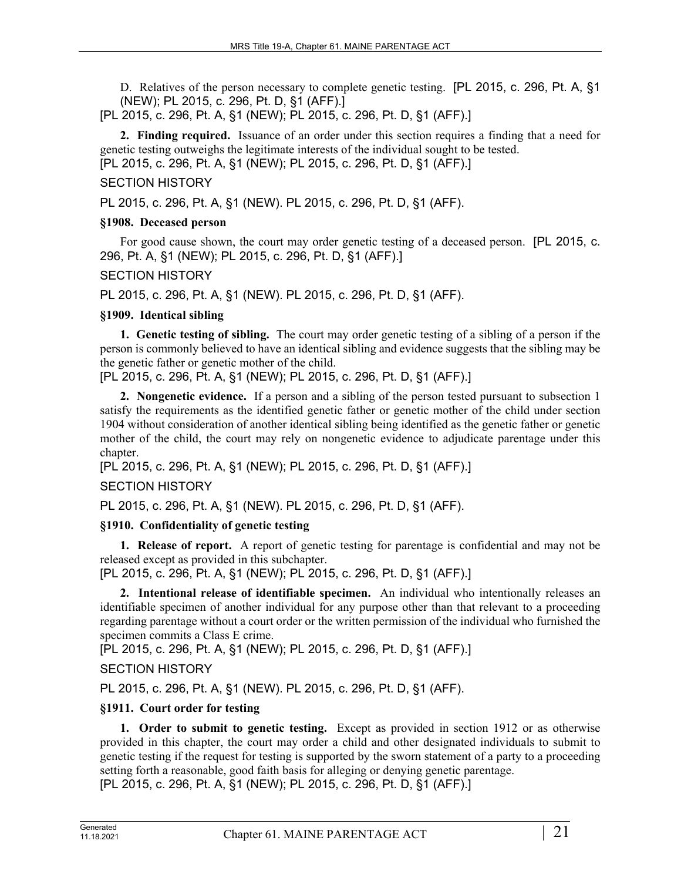D. Relatives of the person necessary to complete genetic testing. [PL 2015, c. 296, Pt. A, §1 (NEW); PL 2015, c. 296, Pt. D, §1 (AFF).]

[PL 2015, c. 296, Pt. A, §1 (NEW); PL 2015, c. 296, Pt. D, §1 (AFF).]

**2. Finding required.** Issuance of an order under this section requires a finding that a need for genetic testing outweighs the legitimate interests of the individual sought to be tested.

[PL 2015, c. 296, Pt. A, §1 (NEW); PL 2015, c. 296, Pt. D, §1 (AFF).]

SECTION HISTORY

PL 2015, c. 296, Pt. A, §1 (NEW). PL 2015, c. 296, Pt. D, §1 (AFF).

### §1908. Deceased person

For good cause shown, the court may order genetic testing of a deceased person. [PL 2015, c. 296, Pt. A, §1 (NEW); PL 2015, c. 296, Pt. D, §1 (AFF).]

SECTION HISTORY

PL 2015, c. 296, Pt. A, §1 (NEW). PL 2015, c. 296, Pt. D, §1 (AFF).

### §1909. Identical sibling

**1. Genetic testing of sibling.** The court may order genetic testing of a sibling of a person if the person is commonly believed to have an identical sibling and evidence suggests that the sibling may be the genetic father or genetic mother of the child.

[PL 2015, c. 296, Pt. A, §1 (NEW); PL 2015, c. 296, Pt. D, §1 (AFF).]

**2. Nongenetic evidence.** If a person and a sibling of the person tested pursuant to subsection 1 satisfy the requirements as the identified genetic father or genetic mother of the child under section 1904 without consideration of another identical sibling being identified as the genetic father or genetic mother of the child, the court may rely on nongenetic evidence to adjudicate parentage under this chapter.

[PL 2015, c. 296, Pt. A, §1 (NEW); PL 2015, c. 296, Pt. D, §1 (AFF).]

SECTION HISTORY

PL 2015, c. 296, Pt. A, §1 (NEW). PL 2015, c. 296, Pt. D, §1 (AFF).

### §1910. Confidentiality of genetic testing

**1. Release of report.** A report of genetic testing for parentage is confidential and may not be released except as provided in this subchapter.

[PL 2015, c. 296, Pt. A, §1 (NEW); PL 2015, c. 296, Pt. D, §1 (AFF).]

**2. Intentional release of identifiable specimen.** An individual who intentionally releases an identifiable specimen of another individual for any purpose other than that relevant to a proceeding regarding parentage without a court order or the written permission of the individual who furnished the specimen commits a Class E crime.

[PL 2015, c. 296, Pt. A, §1 (NEW); PL 2015, c. 296, Pt. D, §1 (AFF).]

SECTION HISTORY

PL 2015, c. 296, Pt. A, §1 (NEW). PL 2015, c. 296, Pt. D, §1 (AFF).

### §1911. Court order for testing

**1. Order to submit to genetic testing.** Except as provided in section 1912 or as otherwise provided in this chapter, the court may order a child and other designated individuals to submit to genetic testing if the request for testing is supported by the sworn statement of a party to a proceeding setting forth a reasonable, good faith basis for alleging or denying genetic parentage.

[PL 2015, c. 296, Pt. A, §1 (NEW); PL 2015, c. 296, Pt. D, §1 (AFF).]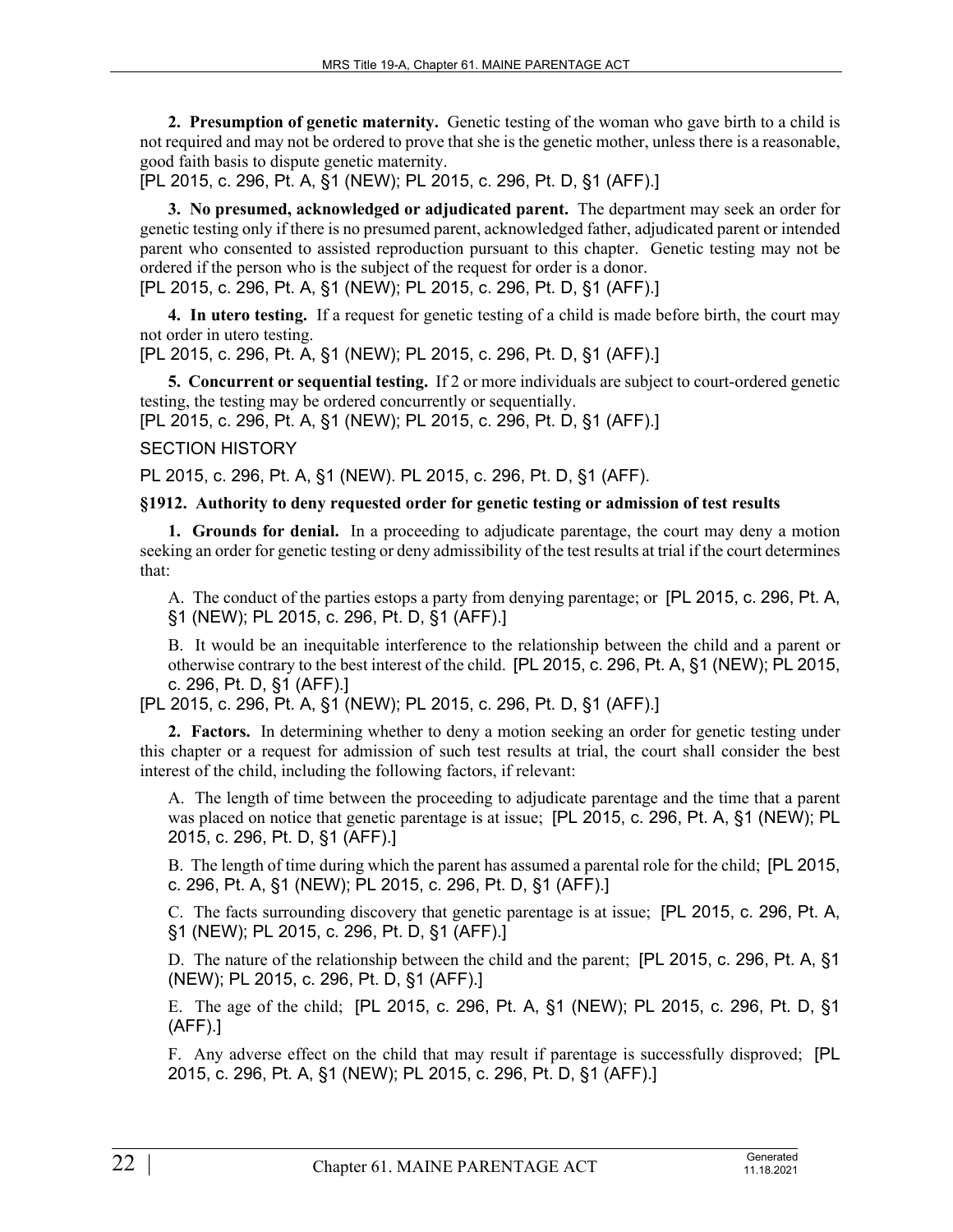**2. Presumption of genetic maternity.** Genetic testing of the woman who gave birth to a child is not required and may not be ordered to prove that she is the genetic mother, unless there is a reasonable, good faith basis to dispute genetic maternity.
[PL 2015, c. 296, Pt. A, §1 (NEW); PL 2015, c. 296, Pt. D, §1 (AFF).]

**3. No presumed, acknowledged or adjudicated parent.** The department may seek an order for genetic testing only if there is no presumed parent, acknowledged father, adjudicated parent or intended parent who consented to assisted reproduction pursuant to this chapter. Genetic testing may not be ordered if the person who is the subject of the request for order is a donor.
[PL 2015, c. 296, Pt. A, §1 (NEW); PL 2015, c. 296, Pt. D, §1 (AFF).]

**4. In utero testing.** If a request for genetic testing of a child is made before birth, the court may not order in utero testing.
[PL 2015, c. 296, Pt. A, §1 (NEW); PL 2015, c. 296, Pt. D, §1 (AFF).]

**5. Concurrent or sequential testing.** If 2 or more individuals are subject to court-ordered genetic testing, the testing may be ordered concurrently or sequentially.
[PL 2015, c. 296, Pt. A, §1 (NEW); PL 2015, c. 296, Pt. D, §1 (AFF).]

SECTION HISTORY

PL 2015, c. 296, Pt. A, §1 (NEW). PL 2015, c. 296, Pt. D, §1 (AFF).

**§1912. Authority to deny requested order for genetic testing or admission of test results**

**1. Grounds for denial.** In a proceeding to adjudicate parentage, the court may deny a motion seeking an order for genetic testing or deny admissibility of the test results at trial if the court determines that:

A. The conduct of the parties estops a party from denying parentage; or [PL 2015, c. 296, Pt. A, §1 (NEW); PL 2015, c. 296, Pt. D, §1 (AFF).]

B. It would be an inequitable interference to the relationship between the child and a parent or otherwise contrary to the best interest of the child. [PL 2015, c. 296, Pt. A, §1 (NEW); PL 2015, c. 296, Pt. D, §1 (AFF).]

[PL 2015, c. 296, Pt. A, §1 (NEW); PL 2015, c. 296, Pt. D, §1 (AFF).]

**2. Factors.** In determining whether to deny a motion seeking an order for genetic testing under this chapter or a request for admission of such test results at trial, the court shall consider the best interest of the child, including the following factors, if relevant:

A. The length of time between the proceeding to adjudicate parentage and the time that a parent was placed on notice that genetic parentage is at issue; [PL 2015, c. 296, Pt. A, §1 (NEW); PL 2015, c. 296, Pt. D, §1 (AFF).]

B. The length of time during which the parent has assumed a parental role for the child; [PL 2015, c. 296, Pt. A, §1 (NEW); PL 2015, c. 296, Pt. D, §1 (AFF).]

C. The facts surrounding discovery that genetic parentage is at issue; [PL 2015, c. 296, Pt. A, §1 (NEW); PL 2015, c. 296, Pt. D, §1 (AFF).]

D. The nature of the relationship between the child and the parent; [PL 2015, c. 296, Pt. A, §1 (NEW); PL 2015, c. 296, Pt. D, §1 (AFF).]

E. The age of the child; [PL 2015, c. 296, Pt. A, §1 (NEW); PL 2015, c. 296, Pt. D, §1 (AFF).]

F. Any adverse effect on the child that may result if parentage is successfully disproved; [PL 2015, c. 296, Pt. A, §1 (NEW); PL 2015, c. 296, Pt. D, §1 (AFF).]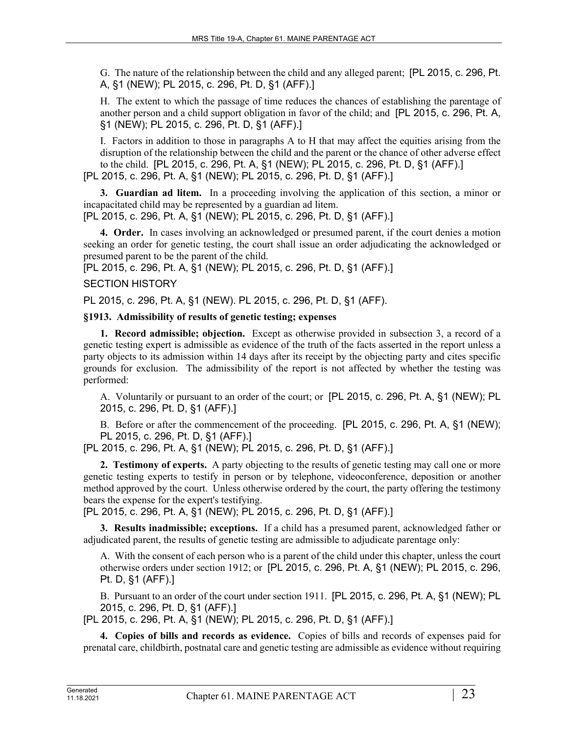G. The nature of the relationship between the child and any alleged parent; [PL 2015, c. 296, Pt. A, §1 (NEW); PL 2015, c. 296, Pt. D, §1 (AFF).]

H. The extent to which the passage of time reduces the chances of establishing the parentage of another person and a child support obligation in favor of the child; and [PL 2015, c. 296, Pt. A, §1 (NEW); PL 2015, c. 296, Pt. D, §1 (AFF).]

I. Factors in addition to those in paragraphs A to H that may affect the equities arising from the disruption of the relationship between the child and the parent or the chance of other adverse effect to the child. [PL 2015, c. 296, Pt. A, §1 (NEW); PL 2015, c. 296, Pt. D, §1 (AFF).]

[PL 2015, c. 296, Pt. A, §1 (NEW); PL 2015, c. 296, Pt. D, §1 (AFF).]

**3. Guardian ad litem.** In a proceeding involving the application of this section, a minor or incapacitated child may be represented by a guardian ad litem.

[PL 2015, c. 296, Pt. A, §1 (NEW); PL 2015, c. 296, Pt. D, §1 (AFF).]

**4. Order.** In cases involving an acknowledged or presumed parent, if the court denies a motion seeking an order for genetic testing, the court shall issue an order adjudicating the acknowledged or presumed parent to be the parent of the child.

[PL 2015, c. 296, Pt. A, §1 (NEW); PL 2015, c. 296, Pt. D, §1 (AFF).]

SECTION HISTORY

PL 2015, c. 296, Pt. A, §1 (NEW). PL 2015, c. 296, Pt. D, §1 (AFF).

**§1913. Admissibility of results of genetic testing; expenses**

**1. Record admissible; objection.** Except as otherwise provided in subsection 3, a record of a genetic testing expert is admissible as evidence of the truth of the facts asserted in the report unless a party objects to its admission within 14 days after its receipt by the objecting party and cites specific grounds for exclusion. The admissibility of the report is not affected by whether the testing was performed:

A. Voluntarily or pursuant to an order of the court; or [PL 2015, c. 296, Pt. A, §1 (NEW); PL 2015, c. 296, Pt. D, §1 (AFF).]

B. Before or after the commencement of the proceeding. [PL 2015, c. 296, Pt. A, §1 (NEW); PL 2015, c. 296, Pt. D, §1 (AFF).]

[PL 2015, c. 296, Pt. A, §1 (NEW); PL 2015, c. 296, Pt. D, §1 (AFF).]

**2. Testimony of experts.** A party objecting to the results of genetic testing may call one or more genetic testing experts to testify in person or by telephone, videoconference, deposition or another method approved by the court. Unless otherwise ordered by the court, the party offering the testimony bears the expense for the expert's testifying.

[PL 2015, c. 296, Pt. A, §1 (NEW); PL 2015, c. 296, Pt. D, §1 (AFF).]

**3. Results inadmissible; exceptions.** If a child has a presumed parent, acknowledged father or adjudicated parent, the results of genetic testing are admissible to adjudicate parentage only:

A. With the consent of each person who is a parent of the child under this chapter, unless the court otherwise orders under section 1912; or [PL 2015, c. 296, Pt. A, §1 (NEW); PL 2015, c. 296, Pt. D, §1 (AFF).]

B. Pursuant to an order of the court under section 1911. [PL 2015, c. 296, Pt. A, §1 (NEW); PL 2015, c. 296, Pt. D, §1 (AFF).]

[PL 2015, c. 296, Pt. A, §1 (NEW); PL 2015, c. 296, Pt. D, §1 (AFF).]

**4. Copies of bills and records as evidence.** Copies of bills and records of expenses paid for prenatal care, childbirth, postnatal care and genetic testing are admissible as evidence without requiring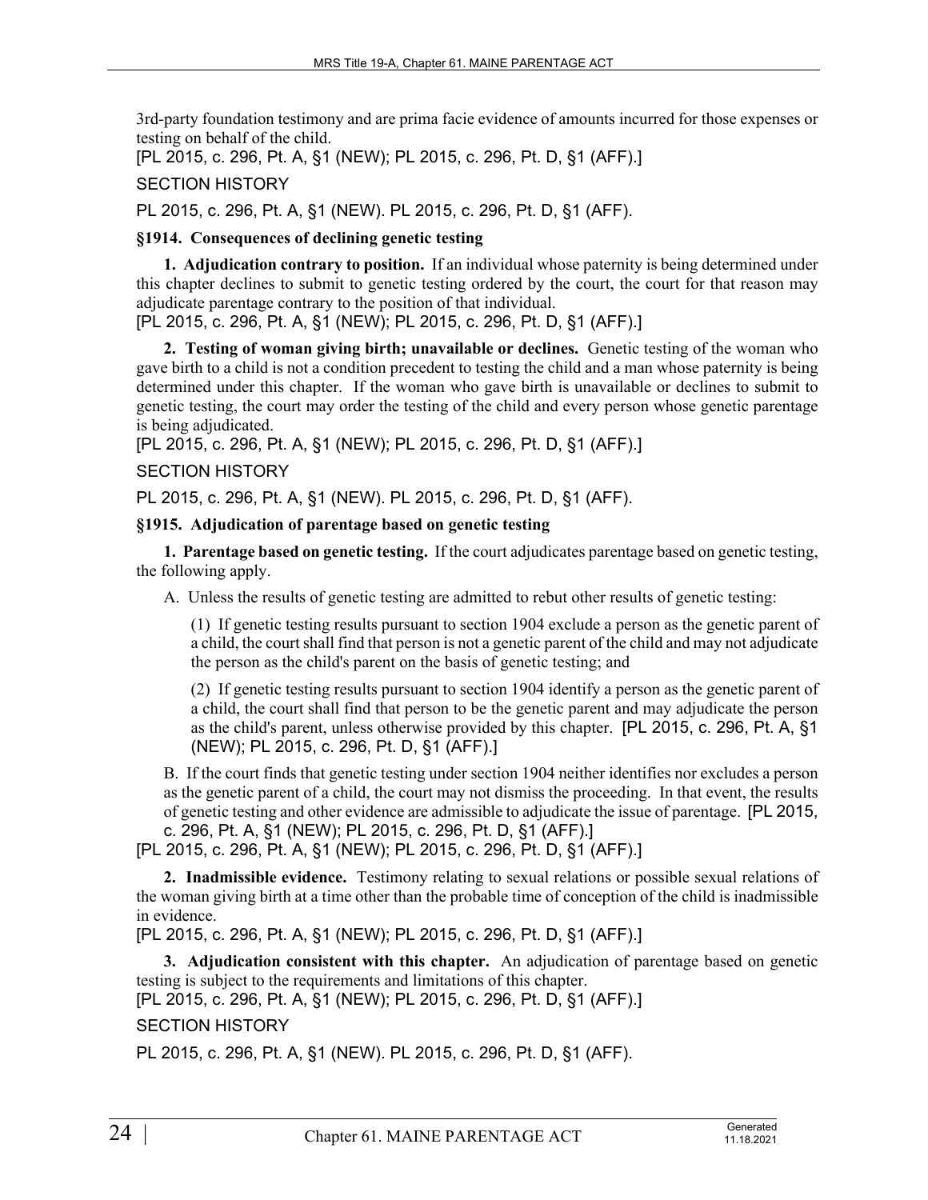3rd-party foundation testimony and are prima facie evidence of amounts incurred for those expenses or testing on behalf of the child.

[PL 2015, c. 296, Pt. A, §1 (NEW); PL 2015, c. 296, Pt. D, §1 (AFF).]

SECTION HISTORY

PL 2015, c. 296, Pt. A, §1 (NEW). PL 2015, c. 296, Pt. D, §1 (AFF).

### §1914. Consequences of declining genetic testing

**1. Adjudication contrary to position.** If an individual whose paternity is being determined under this chapter declines to submit to genetic testing ordered by the court, the court for that reason may adjudicate parentage contrary to the position of that individual.

[PL 2015, c. 296, Pt. A, §1 (NEW); PL 2015, c. 296, Pt. D, §1 (AFF).]

**2. Testing of woman giving birth; unavailable or declines.** Genetic testing of the woman who gave birth to a child is not a condition precedent to testing the child and a man whose paternity is being determined under this chapter. If the woman who gave birth is unavailable or declines to submit to genetic testing, the court may order the testing of the child and every person whose genetic parentage is being adjudicated.

[PL 2015, c. 296, Pt. A, §1 (NEW); PL 2015, c. 296, Pt. D, §1 (AFF).]

SECTION HISTORY

PL 2015, c. 296, Pt. A, §1 (NEW). PL 2015, c. 296, Pt. D, §1 (AFF).

### §1915. Adjudication of parentage based on genetic testing

**1. Parentage based on genetic testing.** If the court adjudicates parentage based on genetic testing, the following apply.

A. Unless the results of genetic testing are admitted to rebut other results of genetic testing:

(1) If genetic testing results pursuant to section 1904 exclude a person as the genetic parent of a child, the court shall find that person is not a genetic parent of the child and may not adjudicate the person as the child's parent on the basis of genetic testing; and

(2) If genetic testing results pursuant to section 1904 identify a person as the genetic parent of a child, the court shall find that person to be the genetic parent and may adjudicate the person as the child's parent, unless otherwise provided by this chapter. [PL 2015, c. 296, Pt. A, §1 (NEW); PL 2015, c. 296, Pt. D, §1 (AFF).]

B. If the court finds that genetic testing under section 1904 neither identifies nor excludes a person as the genetic parent of a child, the court may not dismiss the proceeding. In that event, the results of genetic testing and other evidence are admissible to adjudicate the issue of parentage. [PL 2015, c. 296, Pt. A, §1 (NEW); PL 2015, c. 296, Pt. D, §1 (AFF).]

[PL 2015, c. 296, Pt. A, §1 (NEW); PL 2015, c. 296, Pt. D, §1 (AFF).]

**2. Inadmissible evidence.** Testimony relating to sexual relations or possible sexual relations of the woman giving birth at a time other than the probable time of conception of the child is inadmissible in evidence.

[PL 2015, c. 296, Pt. A, §1 (NEW); PL 2015, c. 296, Pt. D, §1 (AFF).]

**3. Adjudication consistent with this chapter.** An adjudication of parentage based on genetic testing is subject to the requirements and limitations of this chapter.

[PL 2015, c. 296, Pt. A, §1 (NEW); PL 2015, c. 296, Pt. D, §1 (AFF).]

SECTION HISTORY

PL 2015, c. 296, Pt. A, §1 (NEW). PL 2015, c. 296, Pt. D, §1 (AFF).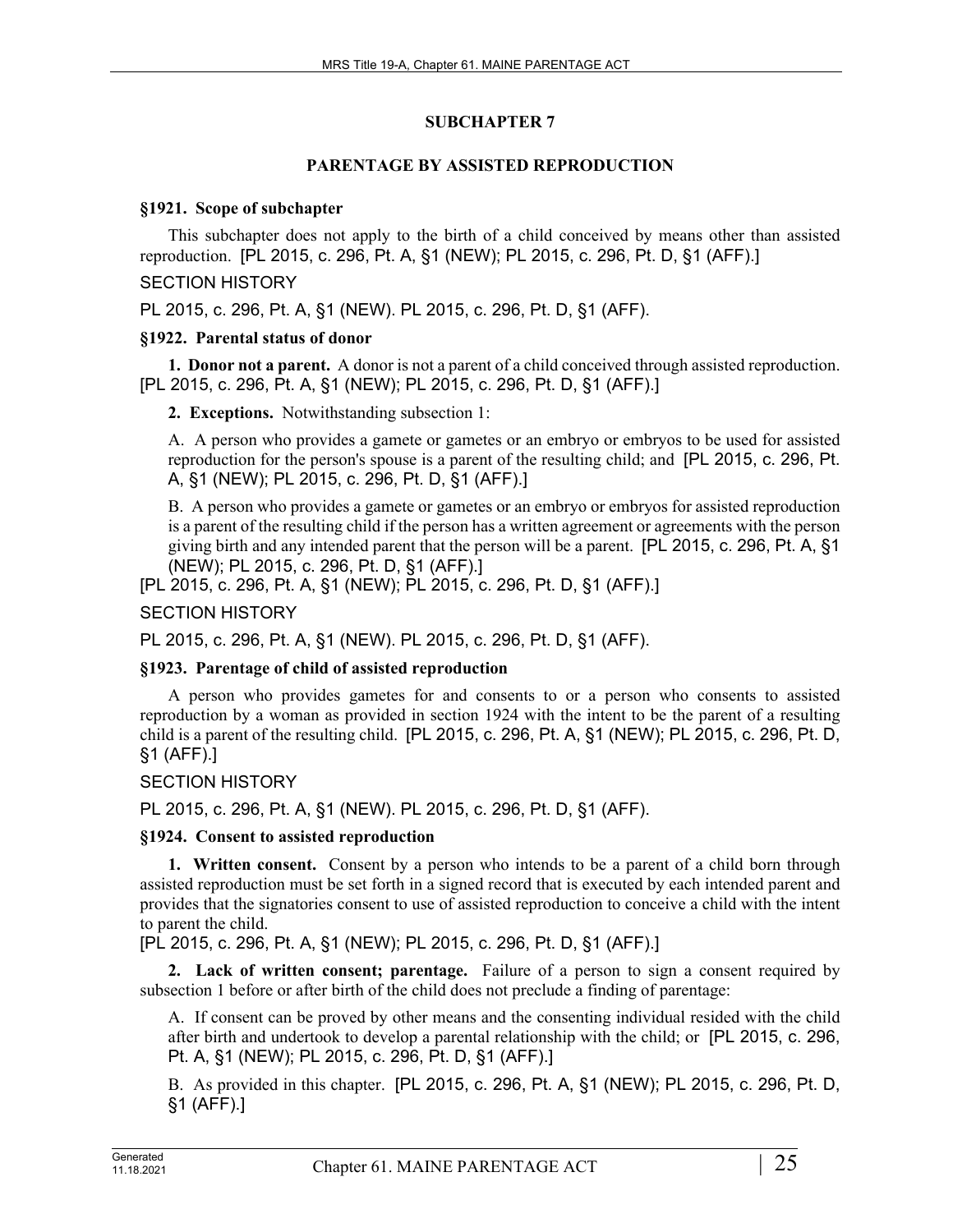## SUBCHAPTER 7

## PARENTAGE BY ASSISTED REPRODUCTION

### §1921. Scope of subchapter

This subchapter does not apply to the birth of a child conceived by means other than assisted reproduction. [PL 2015, c. 296, Pt. A, §1 (NEW); PL 2015, c. 296, Pt. D, §1 (AFF).]

SECTION HISTORY

PL 2015, c. 296, Pt. A, §1 (NEW). PL 2015, c. 296, Pt. D, §1 (AFF).

### §1922. Parental status of donor

**1. Donor not a parent.** A donor is not a parent of a child conceived through assisted reproduction. [PL 2015, c. 296, Pt. A, §1 (NEW); PL 2015, c. 296, Pt. D, §1 (AFF).]

**2. Exceptions.** Notwithstanding subsection 1:

A. A person who provides a gamete or gametes or an embryo or embryos to be used for assisted reproduction for the person's spouse is a parent of the resulting child; and [PL 2015, c. 296, Pt. A, §1 (NEW); PL 2015, c. 296, Pt. D, §1 (AFF).]

B. A person who provides a gamete or gametes or an embryo or embryos for assisted reproduction is a parent of the resulting child if the person has a written agreement or agreements with the person giving birth and any intended parent that the person will be a parent. [PL 2015, c. 296, Pt. A, §1 (NEW); PL 2015, c. 296, Pt. D, §1 (AFF).]

[PL 2015, c. 296, Pt. A, §1 (NEW); PL 2015, c. 296, Pt. D, §1 (AFF).]

SECTION HISTORY

PL 2015, c. 296, Pt. A, §1 (NEW). PL 2015, c. 296, Pt. D, §1 (AFF).

### §1923. Parentage of child of assisted reproduction

A person who provides gametes for and consents to or a person who consents to assisted reproduction by a woman as provided in section 1924 with the intent to be the parent of a resulting child is a parent of the resulting child. [PL 2015, c. 296, Pt. A, §1 (NEW); PL 2015, c. 296, Pt. D, §1 (AFF).]

SECTION HISTORY

PL 2015, c. 296, Pt. A, §1 (NEW). PL 2015, c. 296, Pt. D, §1 (AFF).

### §1924. Consent to assisted reproduction

**1. Written consent.** Consent by a person who intends to be a parent of a child born through assisted reproduction must be set forth in a signed record that is executed by each intended parent and provides that the signatories consent to use of assisted reproduction to conceive a child with the intent to parent the child.

[PL 2015, c. 296, Pt. A, §1 (NEW); PL 2015, c. 296, Pt. D, §1 (AFF).]

**2. Lack of written consent; parentage.** Failure of a person to sign a consent required by subsection 1 before or after birth of the child does not preclude a finding of parentage:

A. If consent can be proved by other means and the consenting individual resided with the child after birth and undertook to develop a parental relationship with the child; or [PL 2015, c. 296, Pt. A, §1 (NEW); PL 2015, c. 296, Pt. D, §1 (AFF).]

B. As provided in this chapter. [PL 2015, c. 296, Pt. A, §1 (NEW); PL 2015, c. 296, Pt. D, §1 (AFF).]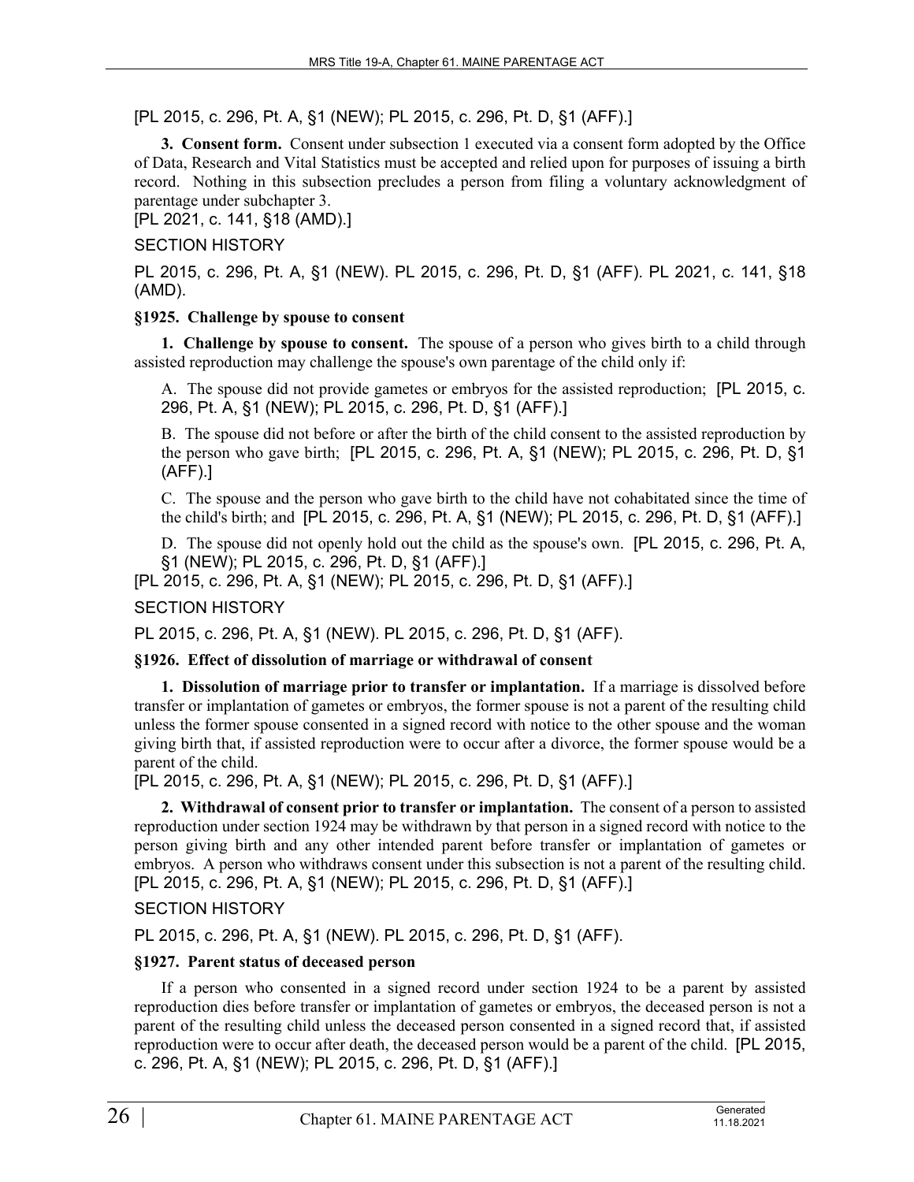[PL 2015, c. 296, Pt. A, §1 (NEW); PL 2015, c. 296, Pt. D, §1 (AFF).]

**3. Consent form.** Consent under subsection 1 executed via a consent form adopted by the Office of Data, Research and Vital Statistics must be accepted and relied upon for purposes of issuing a birth record. Nothing in this subsection precludes a person from filing a voluntary acknowledgment of parentage under subchapter 3.
[PL 2021, c. 141, §18 (AMD).]

SECTION HISTORY

PL 2015, c. 296, Pt. A, §1 (NEW). PL 2015, c. 296, Pt. D, §1 (AFF). PL 2021, c. 141, §18 (AMD).

### §1925. Challenge by spouse to consent

**1. Challenge by spouse to consent.** The spouse of a person who gives birth to a child through assisted reproduction may challenge the spouse's own parentage of the child only if:

A. The spouse did not provide gametes or embryos for the assisted reproduction; [PL 2015, c. 296, Pt. A, §1 (NEW); PL 2015, c. 296, Pt. D, §1 (AFF).]

B. The spouse did not before or after the birth of the child consent to the assisted reproduction by the person who gave birth; [PL 2015, c. 296, Pt. A, §1 (NEW); PL 2015, c. 296, Pt. D, §1 (AFF).]

C. The spouse and the person who gave birth to the child have not cohabitated since the time of the child's birth; and [PL 2015, c. 296, Pt. A, §1 (NEW); PL 2015, c. 296, Pt. D, §1 (AFF).]

D. The spouse did not openly hold out the child as the spouse's own. [PL 2015, c. 296, Pt. A, §1 (NEW); PL 2015, c. 296, Pt. D, §1 (AFF).]

[PL 2015, c. 296, Pt. A, §1 (NEW); PL 2015, c. 296, Pt. D, §1 (AFF).]

SECTION HISTORY

PL 2015, c. 296, Pt. A, §1 (NEW). PL 2015, c. 296, Pt. D, §1 (AFF).

### §1926. Effect of dissolution of marriage or withdrawal of consent

**1. Dissolution of marriage prior to transfer or implantation.** If a marriage is dissolved before transfer or implantation of gametes or embryos, the former spouse is not a parent of the resulting child unless the former spouse consented in a signed record with notice to the other spouse and the woman giving birth that, if assisted reproduction were to occur after a divorce, the former spouse would be a parent of the child.
[PL 2015, c. 296, Pt. A, §1 (NEW); PL 2015, c. 296, Pt. D, §1 (AFF).]

**2. Withdrawal of consent prior to transfer or implantation.** The consent of a person to assisted reproduction under section 1924 may be withdrawn by that person in a signed record with notice to the person giving birth and any other intended parent before transfer or implantation of gametes or embryos. A person who withdraws consent under this subsection is not a parent of the resulting child.
[PL 2015, c. 296, Pt. A, §1 (NEW); PL 2015, c. 296, Pt. D, §1 (AFF).]

SECTION HISTORY

PL 2015, c. 296, Pt. A, §1 (NEW). PL 2015, c. 296, Pt. D, §1 (AFF).

### §1927. Parent status of deceased person

If a person who consented in a signed record under section 1924 to be a parent by assisted reproduction dies before transfer or implantation of gametes or embryos, the deceased person is not a parent of the resulting child unless the deceased person consented in a signed record that, if assisted reproduction were to occur after death, the deceased person would be a parent of the child. [PL 2015, c. 296, Pt. A, §1 (NEW); PL 2015, c. 296, Pt. D, §1 (AFF).]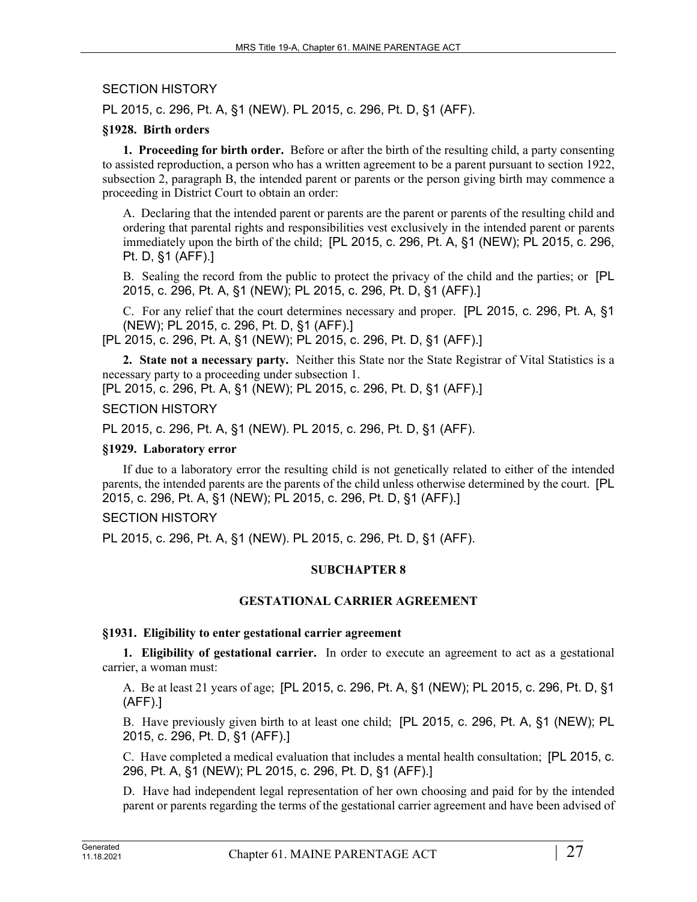SECTION HISTORY

PL 2015, c. 296, Pt. A, §1 (NEW). PL 2015, c. 296, Pt. D, §1 (AFF).

**§1928. Birth orders**

**1. Proceeding for birth order.** Before or after the birth of the resulting child, a party consenting to assisted reproduction, a person who has a written agreement to be a parent pursuant to section 1922, subsection 2, paragraph B, the intended parent or parents or the person giving birth may commence a proceeding in District Court to obtain an order:

A. Declaring that the intended parent or parents are the parent or parents of the resulting child and ordering that parental rights and responsibilities vest exclusively in the intended parent or parents immediately upon the birth of the child; [PL 2015, c. 296, Pt. A, §1 (NEW); PL 2015, c. 296, Pt. D, §1 (AFF).]

B. Sealing the record from the public to protect the privacy of the child and the parties; or [PL 2015, c. 296, Pt. A, §1 (NEW); PL 2015, c. 296, Pt. D, §1 (AFF).]

C. For any relief that the court determines necessary and proper. [PL 2015, c. 296, Pt. A, §1 (NEW); PL 2015, c. 296, Pt. D, §1 (AFF).]

[PL 2015, c. 296, Pt. A, §1 (NEW); PL 2015, c. 296, Pt. D, §1 (AFF).]

**2. State not a necessary party.** Neither this State nor the State Registrar of Vital Statistics is a necessary party to a proceeding under subsection 1.

[PL 2015, c. 296, Pt. A, §1 (NEW); PL 2015, c. 296, Pt. D, §1 (AFF).]

SECTION HISTORY

PL 2015, c. 296, Pt. A, §1 (NEW). PL 2015, c. 296, Pt. D, §1 (AFF).

**§1929. Laboratory error**

If due to a laboratory error the resulting child is not genetically related to either of the intended parents, the intended parents are the parents of the child unless otherwise determined by the court. [PL 2015, c. 296, Pt. A, §1 (NEW); PL 2015, c. 296, Pt. D, §1 (AFF).]

SECTION HISTORY

PL 2015, c. 296, Pt. A, §1 (NEW). PL 2015, c. 296, Pt. D, §1 (AFF).

## SUBCHAPTER 8

## GESTATIONAL CARRIER AGREEMENT

**§1931. Eligibility to enter gestational carrier agreement**

**1. Eligibility of gestational carrier.** In order to execute an agreement to act as a gestational carrier, a woman must:

A. Be at least 21 years of age; [PL 2015, c. 296, Pt. A, §1 (NEW); PL 2015, c. 296, Pt. D, §1 (AFF).]

B. Have previously given birth to at least one child; [PL 2015, c. 296, Pt. A, §1 (NEW); PL 2015, c. 296, Pt. D, §1 (AFF).]

C. Have completed a medical evaluation that includes a mental health consultation; [PL 2015, c. 296, Pt. A, §1 (NEW); PL 2015, c. 296, Pt. D, §1 (AFF).]

D. Have had independent legal representation of her own choosing and paid for by the intended parent or parents regarding the terms of the gestational carrier agreement and have been advised of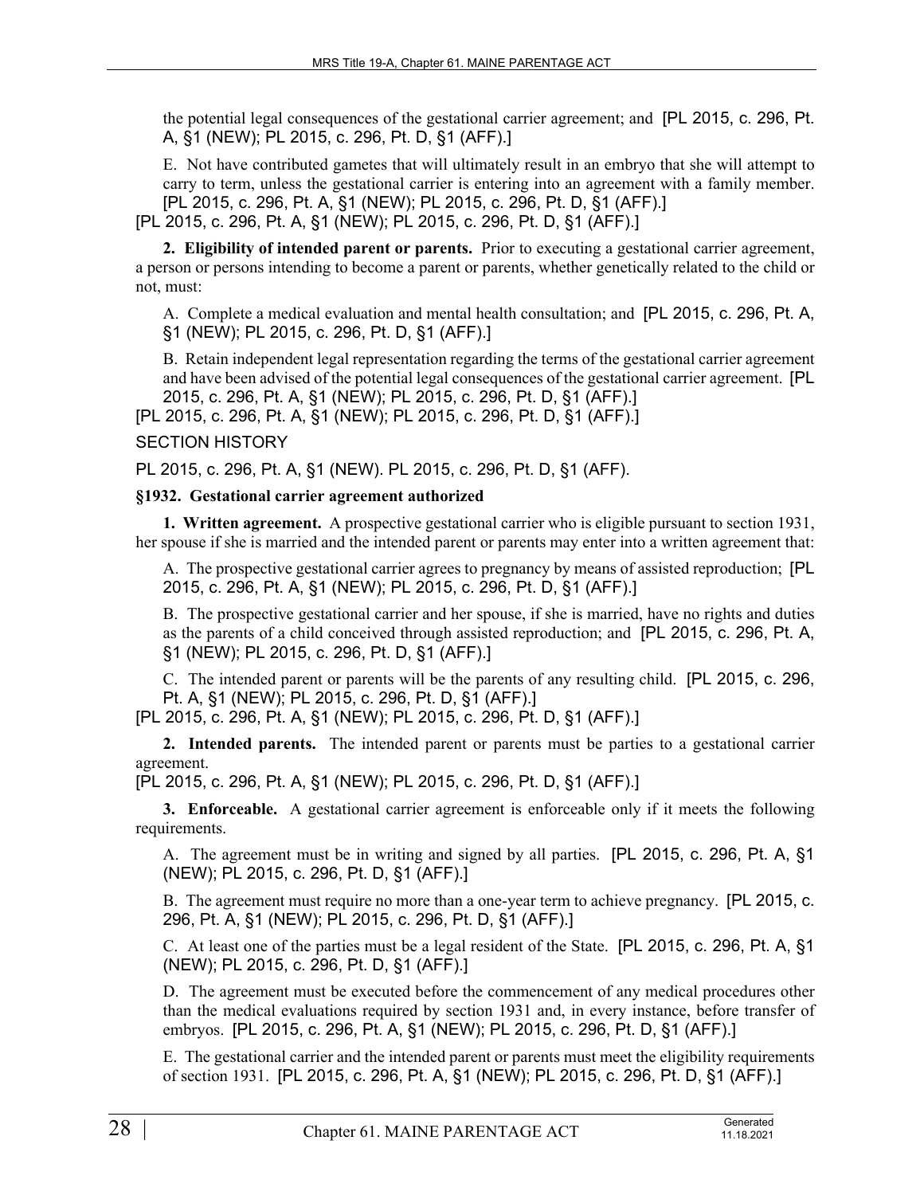the potential legal consequences of the gestational carrier agreement; and [PL 2015, c. 296, Pt. A, §1 (NEW); PL 2015, c. 296, Pt. D, §1 (AFF).]

E. Not have contributed gametes that will ultimately result in an embryo that she will attempt to carry to term, unless the gestational carrier is entering into an agreement with a family member. [PL 2015, c. 296, Pt. A, §1 (NEW); PL 2015, c. 296, Pt. D, §1 (AFF).]

[PL 2015, c. 296, Pt. A, §1 (NEW); PL 2015, c. 296, Pt. D, §1 (AFF).]

**2. Eligibility of intended parent or parents.** Prior to executing a gestational carrier agreement, a person or persons intending to become a parent or parents, whether genetically related to the child or not, must:

A. Complete a medical evaluation and mental health consultation; and [PL 2015, c. 296, Pt. A, §1 (NEW); PL 2015, c. 296, Pt. D, §1 (AFF).]

B. Retain independent legal representation regarding the terms of the gestational carrier agreement and have been advised of the potential legal consequences of the gestational carrier agreement. [PL 2015, c. 296, Pt. A, §1 (NEW); PL 2015, c. 296, Pt. D, §1 (AFF).]

[PL 2015, c. 296, Pt. A, §1 (NEW); PL 2015, c. 296, Pt. D, §1 (AFF).]

SECTION HISTORY

PL 2015, c. 296, Pt. A, §1 (NEW). PL 2015, c. 296, Pt. D, §1 (AFF).

### §1932. Gestational carrier agreement authorized

**1. Written agreement.** A prospective gestational carrier who is eligible pursuant to section 1931, her spouse if she is married and the intended parent or parents may enter into a written agreement that:

A. The prospective gestational carrier agrees to pregnancy by means of assisted reproduction; [PL 2015, c. 296, Pt. A, §1 (NEW); PL 2015, c. 296, Pt. D, §1 (AFF).]

B. The prospective gestational carrier and her spouse, if she is married, have no rights and duties as the parents of a child conceived through assisted reproduction; and [PL 2015, c. 296, Pt. A, §1 (NEW); PL 2015, c. 296, Pt. D, §1 (AFF).]

C. The intended parent or parents will be the parents of any resulting child. [PL 2015, c. 296, Pt. A, §1 (NEW); PL 2015, c. 296, Pt. D, §1 (AFF).]

[PL 2015, c. 296, Pt. A, §1 (NEW); PL 2015, c. 296, Pt. D, §1 (AFF).]

**2. Intended parents.** The intended parent or parents must be parties to a gestational carrier agreement.

[PL 2015, c. 296, Pt. A, §1 (NEW); PL 2015, c. 296, Pt. D, §1 (AFF).]

**3. Enforceable.** A gestational carrier agreement is enforceable only if it meets the following requirements.

A. The agreement must be in writing and signed by all parties. [PL 2015, c. 296, Pt. A, §1 (NEW); PL 2015, c. 296, Pt. D, §1 (AFF).]

B. The agreement must require no more than a one-year term to achieve pregnancy. [PL 2015, c. 296, Pt. A, §1 (NEW); PL 2015, c. 296, Pt. D, §1 (AFF).]

C. At least one of the parties must be a legal resident of the State. [PL 2015, c. 296, Pt. A, §1 (NEW); PL 2015, c. 296, Pt. D, §1 (AFF).]

D. The agreement must be executed before the commencement of any medical procedures other than the medical evaluations required by section 1931 and, in every instance, before transfer of embryos. [PL 2015, c. 296, Pt. A, §1 (NEW); PL 2015, c. 296, Pt. D, §1 (AFF).]

E. The gestational carrier and the intended parent or parents must meet the eligibility requirements of section 1931. [PL 2015, c. 296, Pt. A, §1 (NEW); PL 2015, c. 296, Pt. D, §1 (AFF).]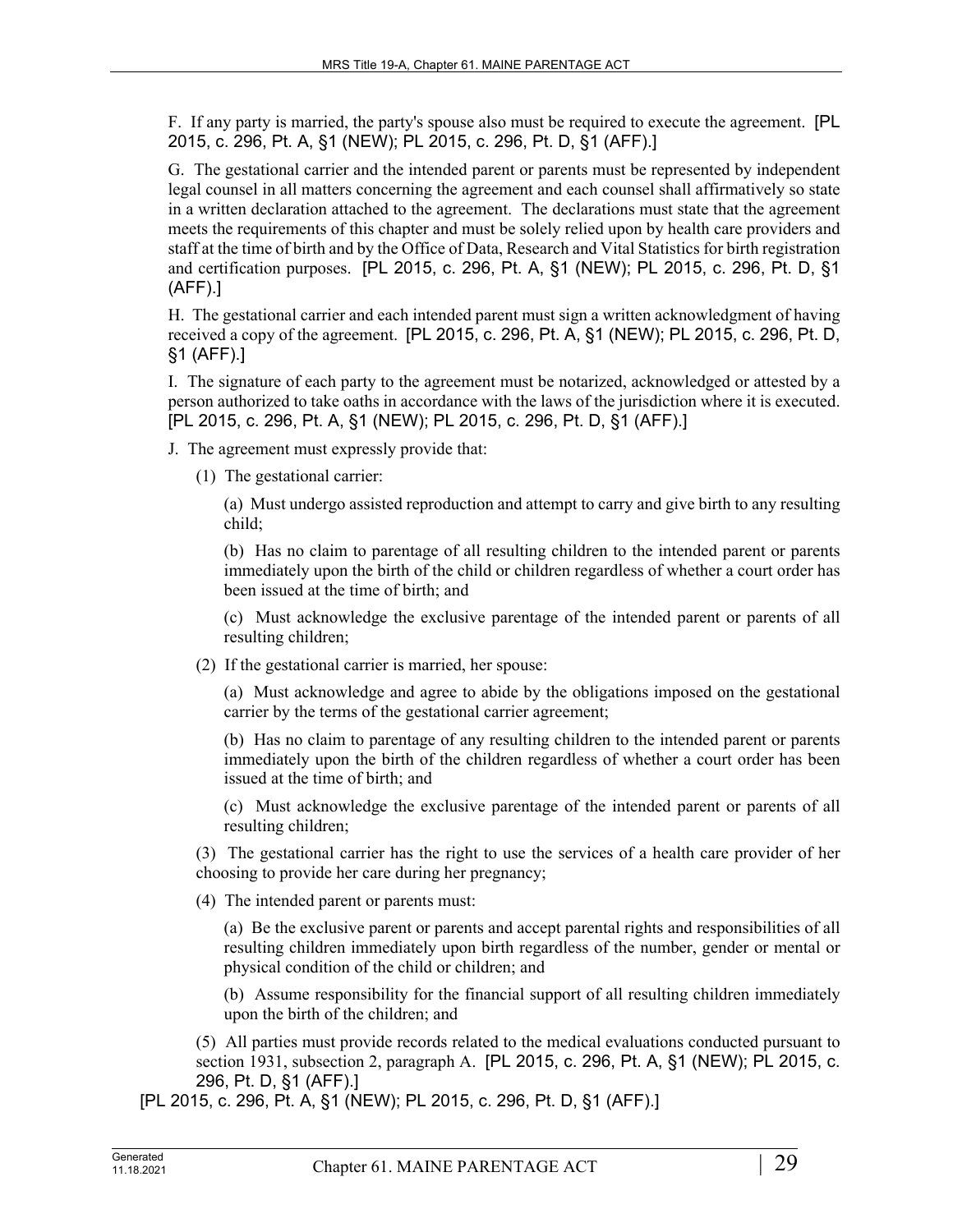F. If any party is married, the party's spouse also must be required to execute the agreement. [PL 2015, c. 296, Pt. A, §1 (NEW); PL 2015, c. 296, Pt. D, §1 (AFF).]

G. The gestational carrier and the intended parent or parents must be represented by independent legal counsel in all matters concerning the agreement and each counsel shall affirmatively so state in a written declaration attached to the agreement. The declarations must state that the agreement meets the requirements of this chapter and must be solely relied upon by health care providers and staff at the time of birth and by the Office of Data, Research and Vital Statistics for birth registration and certification purposes. [PL 2015, c. 296, Pt. A, §1 (NEW); PL 2015, c. 296, Pt. D, §1 (AFF).]

H. The gestational carrier and each intended parent must sign a written acknowledgment of having received a copy of the agreement. [PL 2015, c. 296, Pt. A, §1 (NEW); PL 2015, c. 296, Pt. D, §1 (AFF).]

I. The signature of each party to the agreement must be notarized, acknowledged or attested by a person authorized to take oaths in accordance with the laws of the jurisdiction where it is executed. [PL 2015, c. 296, Pt. A, §1 (NEW); PL 2015, c. 296, Pt. D, §1 (AFF).]

J. The agreement must expressly provide that:

(1) The gestational carrier:

(a) Must undergo assisted reproduction and attempt to carry and give birth to any resulting child;

(b) Has no claim to parentage of all resulting children to the intended parent or parents immediately upon the birth of the child or children regardless of whether a court order has been issued at the time of birth; and

(c) Must acknowledge the exclusive parentage of the intended parent or parents of all resulting children;

(2) If the gestational carrier is married, her spouse:

(a) Must acknowledge and agree to abide by the obligations imposed on the gestational carrier by the terms of the gestational carrier agreement;

(b) Has no claim to parentage of any resulting children to the intended parent or parents immediately upon the birth of the children regardless of whether a court order has been issued at the time of birth; and

(c) Must acknowledge the exclusive parentage of the intended parent or parents of all resulting children;

(3) The gestational carrier has the right to use the services of a health care provider of her choosing to provide her care during her pregnancy;

(4) The intended parent or parents must:

(a) Be the exclusive parent or parents and accept parental rights and responsibilities of all resulting children immediately upon birth regardless of the number, gender or mental or physical condition of the child or children; and

(b) Assume responsibility for the financial support of all resulting children immediately upon the birth of the children; and

(5) All parties must provide records related to the medical evaluations conducted pursuant to section 1931, subsection 2, paragraph A. [PL 2015, c. 296, Pt. A, §1 (NEW); PL 2015, c. 296, Pt. D, §1 (AFF).]

[PL 2015, c. 296, Pt. A, §1 (NEW); PL 2015, c. 296, Pt. D, §1 (AFF).]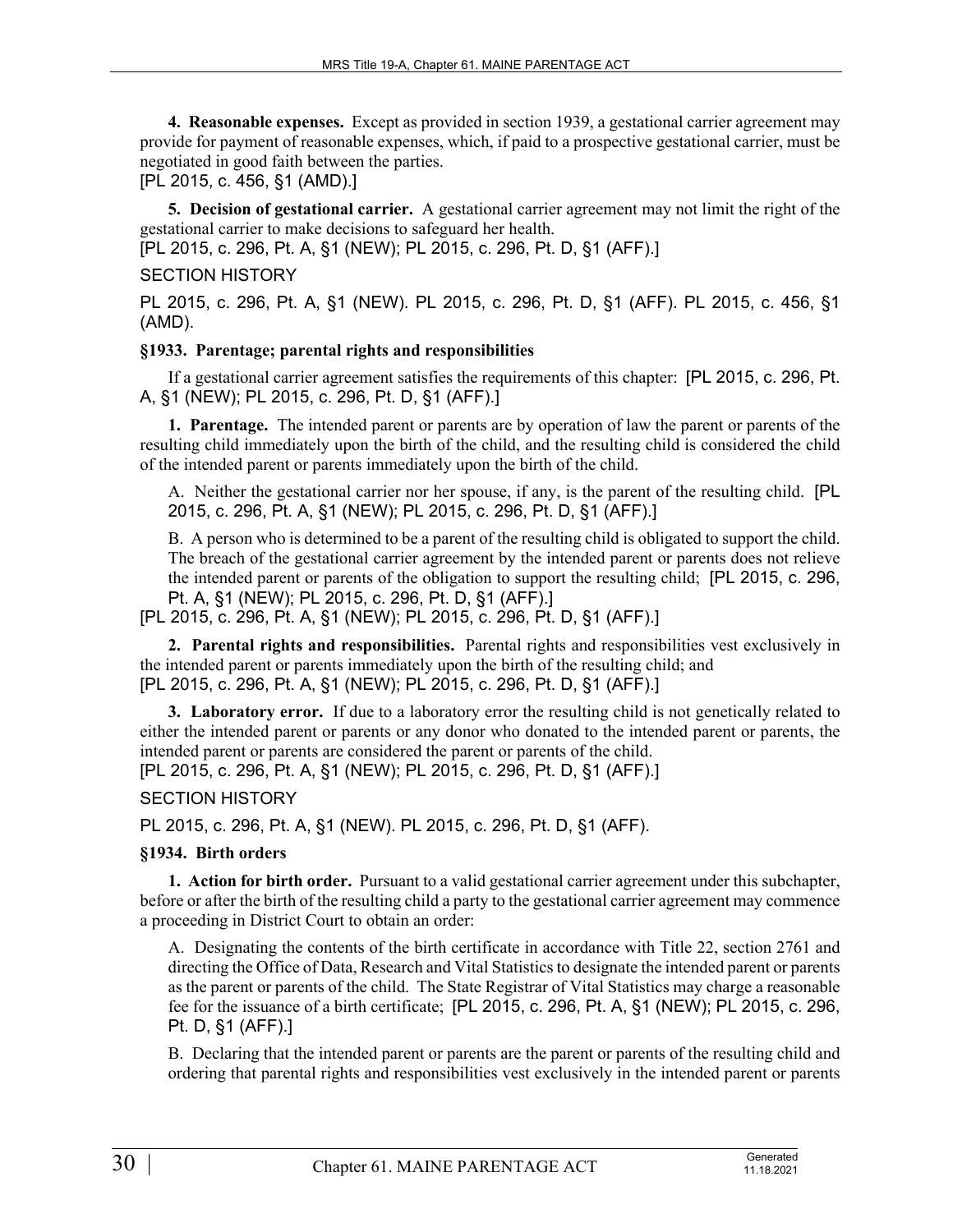**4. Reasonable expenses.** Except as provided in section 1939, a gestational carrier agreement may provide for payment of reasonable expenses, which, if paid to a prospective gestational carrier, must be negotiated in good faith between the parties.
[PL 2015, c. 456, §1 (AMD).]

**5. Decision of gestational carrier.** A gestational carrier agreement may not limit the right of the gestational carrier to make decisions to safeguard her health.
[PL 2015, c. 296, Pt. A, §1 (NEW); PL 2015, c. 296, Pt. D, §1 (AFF).]

SECTION HISTORY

PL 2015, c. 296, Pt. A, §1 (NEW). PL 2015, c. 296, Pt. D, §1 (AFF). PL 2015, c. 456, §1 (AMD).

**§1933. Parentage; parental rights and responsibilities**

If a gestational carrier agreement satisfies the requirements of this chapter: [PL 2015, c. 296, Pt. A, §1 (NEW); PL 2015, c. 296, Pt. D, §1 (AFF).]

**1. Parentage.** The intended parent or parents are by operation of law the parent or parents of the resulting child immediately upon the birth of the child, and the resulting child is considered the child of the intended parent or parents immediately upon the birth of the child.

A. Neither the gestational carrier nor her spouse, if any, is the parent of the resulting child. [PL 2015, c. 296, Pt. A, §1 (NEW); PL 2015, c. 296, Pt. D, §1 (AFF).]

B. A person who is determined to be a parent of the resulting child is obligated to support the child. The breach of the gestational carrier agreement by the intended parent or parents does not relieve the intended parent or parents of the obligation to support the resulting child; [PL 2015, c. 296, Pt. A, §1 (NEW); PL 2015, c. 296, Pt. D, §1 (AFF).]

[PL 2015, c. 296, Pt. A, §1 (NEW); PL 2015, c. 296, Pt. D, §1 (AFF).]

**2. Parental rights and responsibilities.** Parental rights and responsibilities vest exclusively in the intended parent or parents immediately upon the birth of the resulting child; and
[PL 2015, c. 296, Pt. A, §1 (NEW); PL 2015, c. 296, Pt. D, §1 (AFF).]

**3. Laboratory error.** If due to a laboratory error the resulting child is not genetically related to either the intended parent or parents or any donor who donated to the intended parent or parents, the intended parent or parents are considered the parent or parents of the child.
[PL 2015, c. 296, Pt. A, §1 (NEW); PL 2015, c. 296, Pt. D, §1 (AFF).]

SECTION HISTORY

PL 2015, c. 296, Pt. A, §1 (NEW). PL 2015, c. 296, Pt. D, §1 (AFF).

**§1934. Birth orders**

**1. Action for birth order.** Pursuant to a valid gestational carrier agreement under this subchapter, before or after the birth of the resulting child a party to the gestational carrier agreement may commence a proceeding in District Court to obtain an order:

A. Designating the contents of the birth certificate in accordance with Title 22, section 2761 and directing the Office of Data, Research and Vital Statistics to designate the intended parent or parents as the parent or parents of the child. The State Registrar of Vital Statistics may charge a reasonable fee for the issuance of a birth certificate; [PL 2015, c. 296, Pt. A, §1 (NEW); PL 2015, c. 296, Pt. D, §1 (AFF).]

B. Declaring that the intended parent or parents are the parent or parents of the resulting child and ordering that parental rights and responsibilities vest exclusively in the intended parent or parents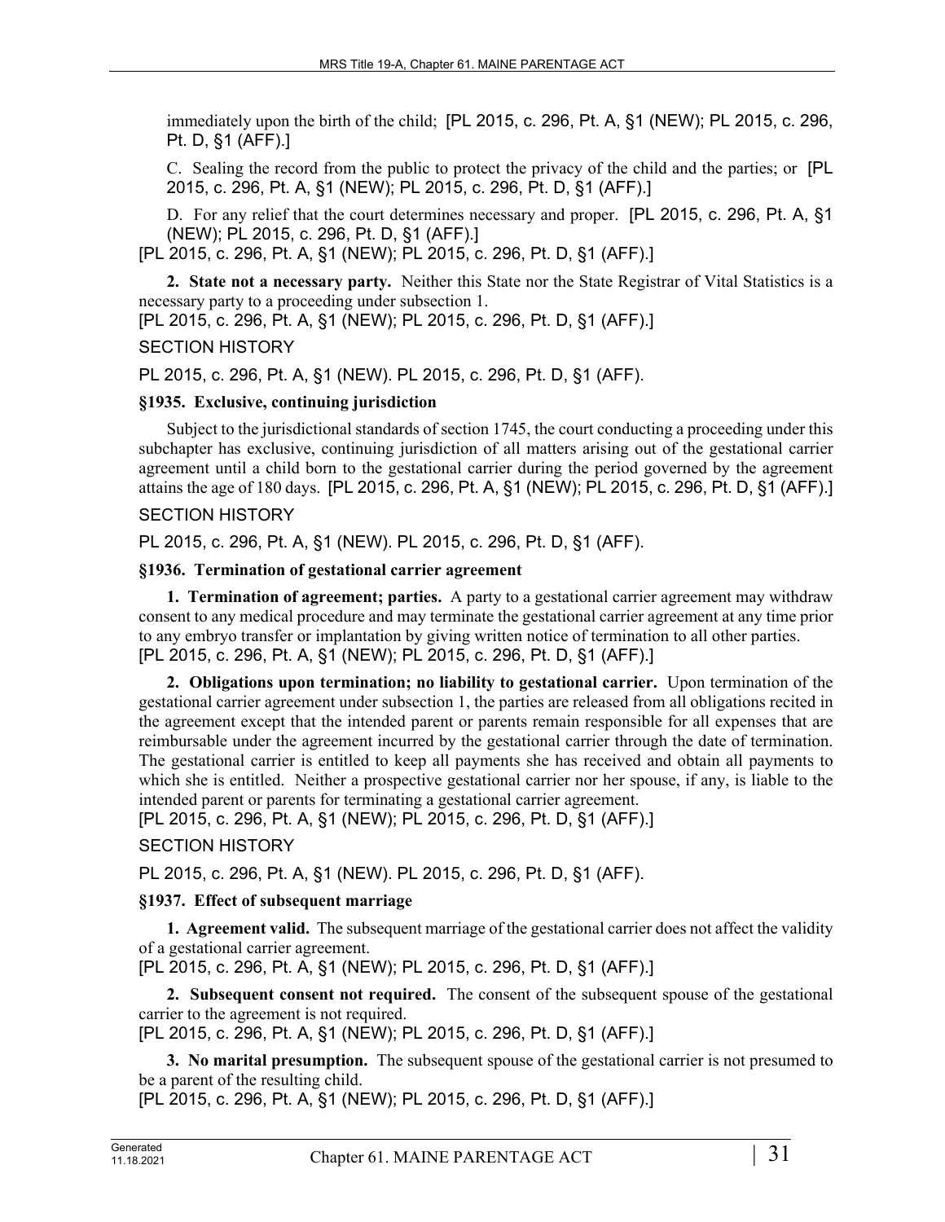immediately upon the birth of the child; [PL 2015, c. 296, Pt. A, §1 (NEW); PL 2015, c. 296, Pt. D, §1 (AFF).]

C. Sealing the record from the public to protect the privacy of the child and the parties; or [PL 2015, c. 296, Pt. A, §1 (NEW); PL 2015, c. 296, Pt. D, §1 (AFF).]

D. For any relief that the court determines necessary and proper. [PL 2015, c. 296, Pt. A, §1 (NEW); PL 2015, c. 296, Pt. D, §1 (AFF).]

[PL 2015, c. 296, Pt. A, §1 (NEW); PL 2015, c. 296, Pt. D, §1 (AFF).]

**2. State not a necessary party.** Neither this State nor the State Registrar of Vital Statistics is a necessary party to a proceeding under subsection 1.

[PL 2015, c. 296, Pt. A, §1 (NEW); PL 2015, c. 296, Pt. D, §1 (AFF).]

SECTION HISTORY

PL 2015, c. 296, Pt. A, §1 (NEW). PL 2015, c. 296, Pt. D, §1 (AFF).

### §1935. Exclusive, continuing jurisdiction

Subject to the jurisdictional standards of section 1745, the court conducting a proceeding under this subchapter has exclusive, continuing jurisdiction of all matters arising out of the gestational carrier agreement until a child born to the gestational carrier during the period governed by the agreement attains the age of 180 days. [PL 2015, c. 296, Pt. A, §1 (NEW); PL 2015, c. 296, Pt. D, §1 (AFF).]

SECTION HISTORY

PL 2015, c. 296, Pt. A, §1 (NEW). PL 2015, c. 296, Pt. D, §1 (AFF).

### §1936. Termination of gestational carrier agreement

**1. Termination of agreement; parties.** A party to a gestational carrier agreement may withdraw consent to any medical procedure and may terminate the gestational carrier agreement at any time prior to any embryo transfer or implantation by giving written notice of termination to all other parties.

[PL 2015, c. 296, Pt. A, §1 (NEW); PL 2015, c. 296, Pt. D, §1 (AFF).]

**2. Obligations upon termination; no liability to gestational carrier.** Upon termination of the gestational carrier agreement under subsection 1, the parties are released from all obligations recited in the agreement except that the intended parent or parents remain responsible for all expenses that are reimbursable under the agreement incurred by the gestational carrier through the date of termination. The gestational carrier is entitled to keep all payments she has received and obtain all payments to which she is entitled. Neither a prospective gestational carrier nor her spouse, if any, is liable to the intended parent or parents for terminating a gestational carrier agreement.

[PL 2015, c. 296, Pt. A, §1 (NEW); PL 2015, c. 296, Pt. D, §1 (AFF).]

SECTION HISTORY

PL 2015, c. 296, Pt. A, §1 (NEW). PL 2015, c. 296, Pt. D, §1 (AFF).

### §1937. Effect of subsequent marriage

**1. Agreement valid.** The subsequent marriage of the gestational carrier does not affect the validity of a gestational carrier agreement.

[PL 2015, c. 296, Pt. A, §1 (NEW); PL 2015, c. 296, Pt. D, §1 (AFF).]

**2. Subsequent consent not required.** The consent of the subsequent spouse of the gestational carrier to the agreement is not required.

[PL 2015, c. 296, Pt. A, §1 (NEW); PL 2015, c. 296, Pt. D, §1 (AFF).]

**3. No marital presumption.** The subsequent spouse of the gestational carrier is not presumed to be a parent of the resulting child.

[PL 2015, c. 296, Pt. A, §1 (NEW); PL 2015, c. 296, Pt. D, §1 (AFF).]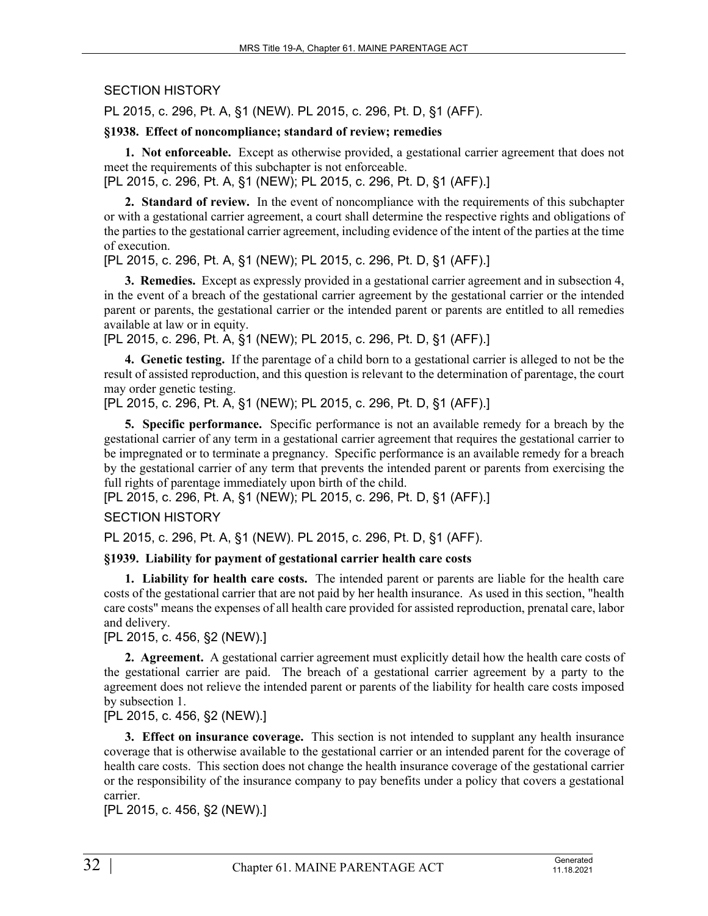SECTION HISTORY

PL 2015, c. 296, Pt. A, §1 (NEW). PL 2015, c. 296, Pt. D, §1 (AFF).

**§1938. Effect of noncompliance; standard of review; remedies**

**1. Not enforceable.** Except as otherwise provided, a gestational carrier agreement that does not meet the requirements of this subchapter is not enforceable.

[PL 2015, c. 296, Pt. A, §1 (NEW); PL 2015, c. 296, Pt. D, §1 (AFF).]

**2. Standard of review.** In the event of noncompliance with the requirements of this subchapter or with a gestational carrier agreement, a court shall determine the respective rights and obligations of the parties to the gestational carrier agreement, including evidence of the intent of the parties at the time of execution.

[PL 2015, c. 296, Pt. A, §1 (NEW); PL 2015, c. 296, Pt. D, §1 (AFF).]

**3. Remedies.** Except as expressly provided in a gestational carrier agreement and in subsection 4, in the event of a breach of the gestational carrier agreement by the gestational carrier or the intended parent or parents, the gestational carrier or the intended parent or parents are entitled to all remedies available at law or in equity.

[PL 2015, c. 296, Pt. A, §1 (NEW); PL 2015, c. 296, Pt. D, §1 (AFF).]

**4. Genetic testing.** If the parentage of a child born to a gestational carrier is alleged to not be the result of assisted reproduction, and this question is relevant to the determination of parentage, the court may order genetic testing.

[PL 2015, c. 296, Pt. A, §1 (NEW); PL 2015, c. 296, Pt. D, §1 (AFF).]

**5. Specific performance.** Specific performance is not an available remedy for a breach by the gestational carrier of any term in a gestational carrier agreement that requires the gestational carrier to be impregnated or to terminate a pregnancy. Specific performance is an available remedy for a breach by the gestational carrier of any term that prevents the intended parent or parents from exercising the full rights of parentage immediately upon birth of the child.

[PL 2015, c. 296, Pt. A, §1 (NEW); PL 2015, c. 296, Pt. D, §1 (AFF).]

SECTION HISTORY

PL 2015, c. 296, Pt. A, §1 (NEW). PL 2015, c. 296, Pt. D, §1 (AFF).

**§1939. Liability for payment of gestational carrier health care costs**

**1. Liability for health care costs.** The intended parent or parents are liable for the health care costs of the gestational carrier that are not paid by her health insurance. As used in this section, "health care costs" means the expenses of all health care provided for assisted reproduction, prenatal care, labor and delivery.

[PL 2015, c. 456, §2 (NEW).]

**2. Agreement.** A gestational carrier agreement must explicitly detail how the health care costs of the gestational carrier are paid. The breach of a gestational carrier agreement by a party to the agreement does not relieve the intended parent or parents of the liability for health care costs imposed by subsection 1.

[PL 2015, c. 456, §2 (NEW).]

**3. Effect on insurance coverage.** This section is not intended to supplant any health insurance coverage that is otherwise available to the gestational carrier or an intended parent for the coverage of health care costs. This section does not change the health insurance coverage of the gestational carrier or the responsibility of the insurance company to pay benefits under a policy that covers a gestational carrier.

[PL 2015, c. 456, §2 (NEW).]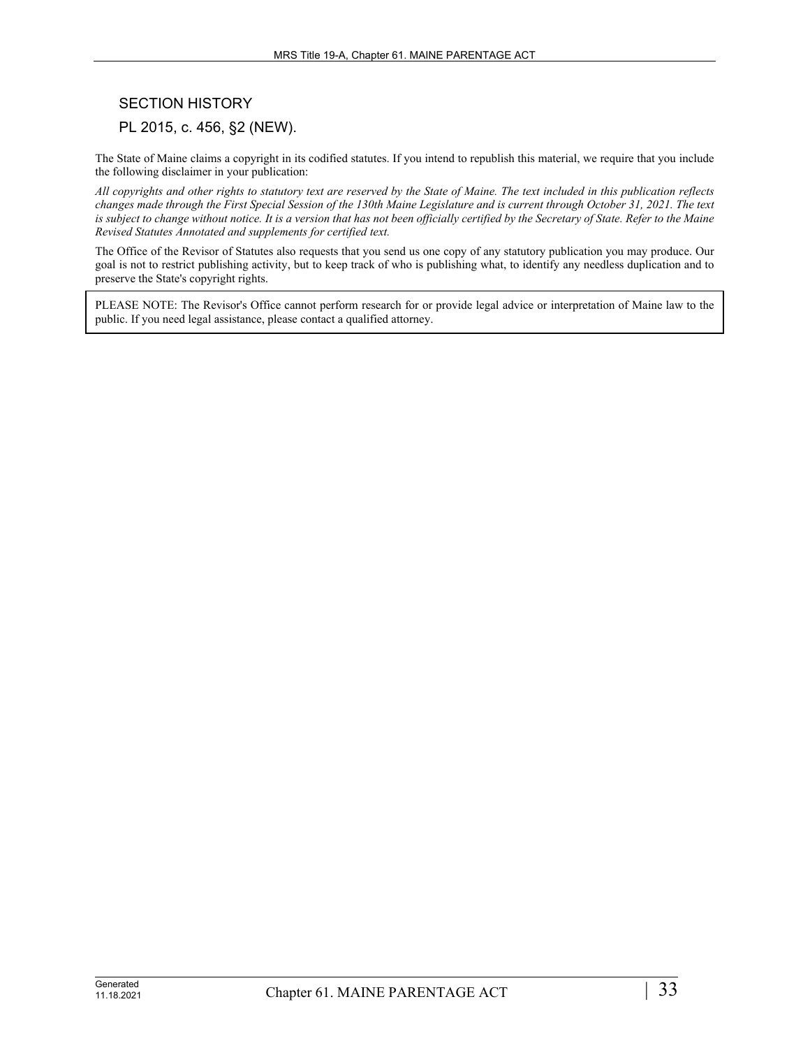SECTION HISTORY

PL 2015, c. 456, §2 (NEW).

The State of Maine claims a copyright in its codified statutes. If you intend to republish this material, we require that you include the following disclaimer in your publication:

*All copyrights and other rights to statutory text are reserved by the State of Maine. The text included in this publication reflects changes made through the First Special Session of the 130th Maine Legislature and is current through October 31, 2021. The text is subject to change without notice. It is a version that has not been officially certified by the Secretary of State. Refer to the Maine Revised Statutes Annotated and supplements for certified text.*

The Office of the Revisor of Statutes also requests that you send us one copy of any statutory publication you may produce. Our goal is not to restrict publishing activity, but to keep track of who is publishing what, to identify any needless duplication and to preserve the State's copyright rights.

PLEASE NOTE: The Revisor's Office cannot perform research for or provide legal advice or interpretation of Maine law to the public. If you need legal assistance, please contact a qualified attorney.